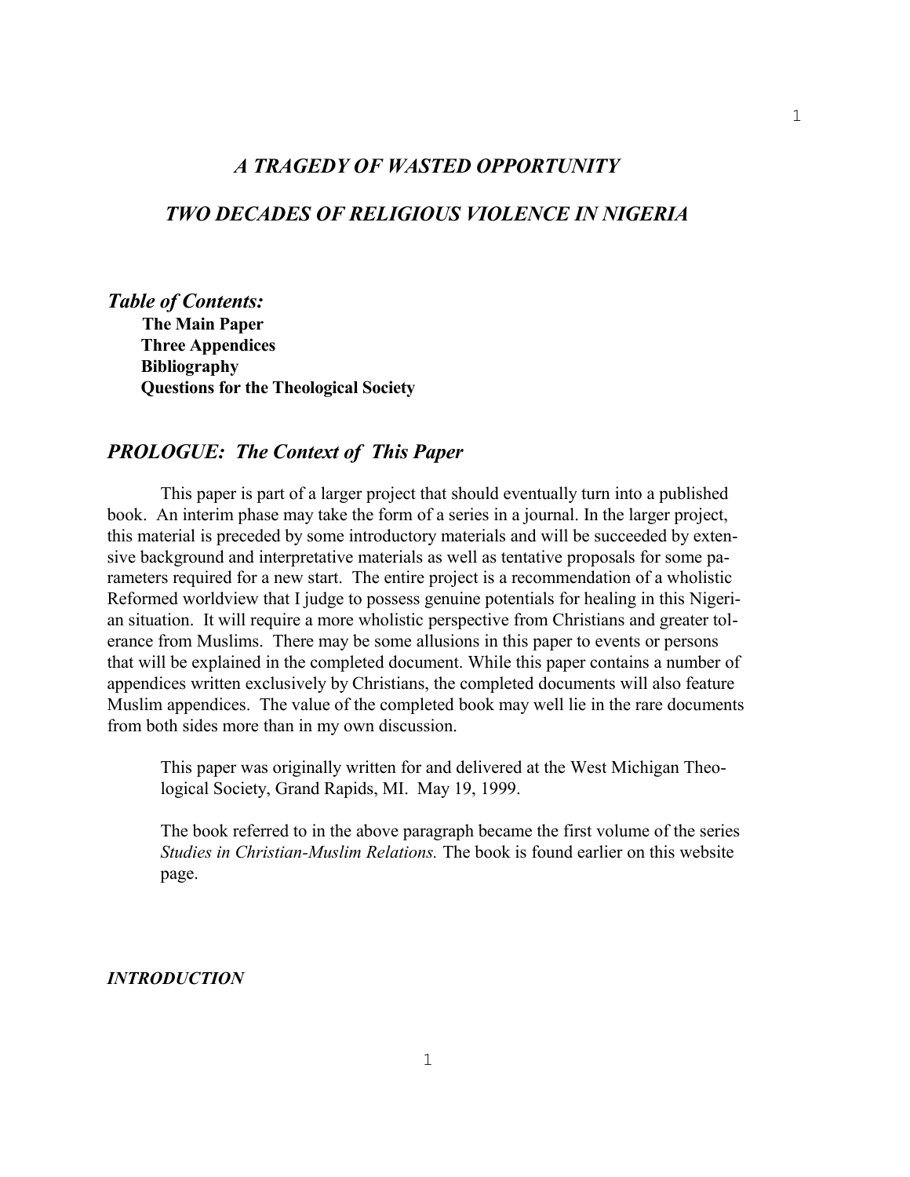# *A TRAGEDY OF WASTED OPPORTUNITY*

## *TWO DECADES OF RELIGIOUS VIOLENCE IN NIGERIA*

### *Table of Contents:*

**The Main Paper**
**Three Appendices**
**Bibliography**
**Questions for the Theological Society**

### *PROLOGUE: The Context of This Paper*

This paper is part of a larger project that should eventually turn into a published book. An interim phase may take the form of a series in a journal. In the larger project, this material is preceded by some introductory materials and will be succeeded by extensive background and interpretative materials as well as tentative proposals for some parameters required for a new start. The entire project is a recommendation of a wholistic Reformed worldview that I judge to possess genuine potentials for healing in this Nigerian situation. It will require a more wholistic perspective from Christians and greater tolerance from Muslims. There may be some allusions in this paper to events or persons that will be explained in the completed document. While this paper contains a number of appendices written exclusively by Christians, the completed documents will also feature Muslim appendices. The value of the completed book may well lie in the rare documents from both sides more than in my own discussion.

> This paper was originally written for and delivered at the West Michigan Theological Society, Grand Rapids, MI. May 19, 1999.
>
> The book referred to in the above paragraph became the first volume of the series *Studies in Christian-Muslim Relations.* The book is found earlier on this website page.

### *INTRODUCTION*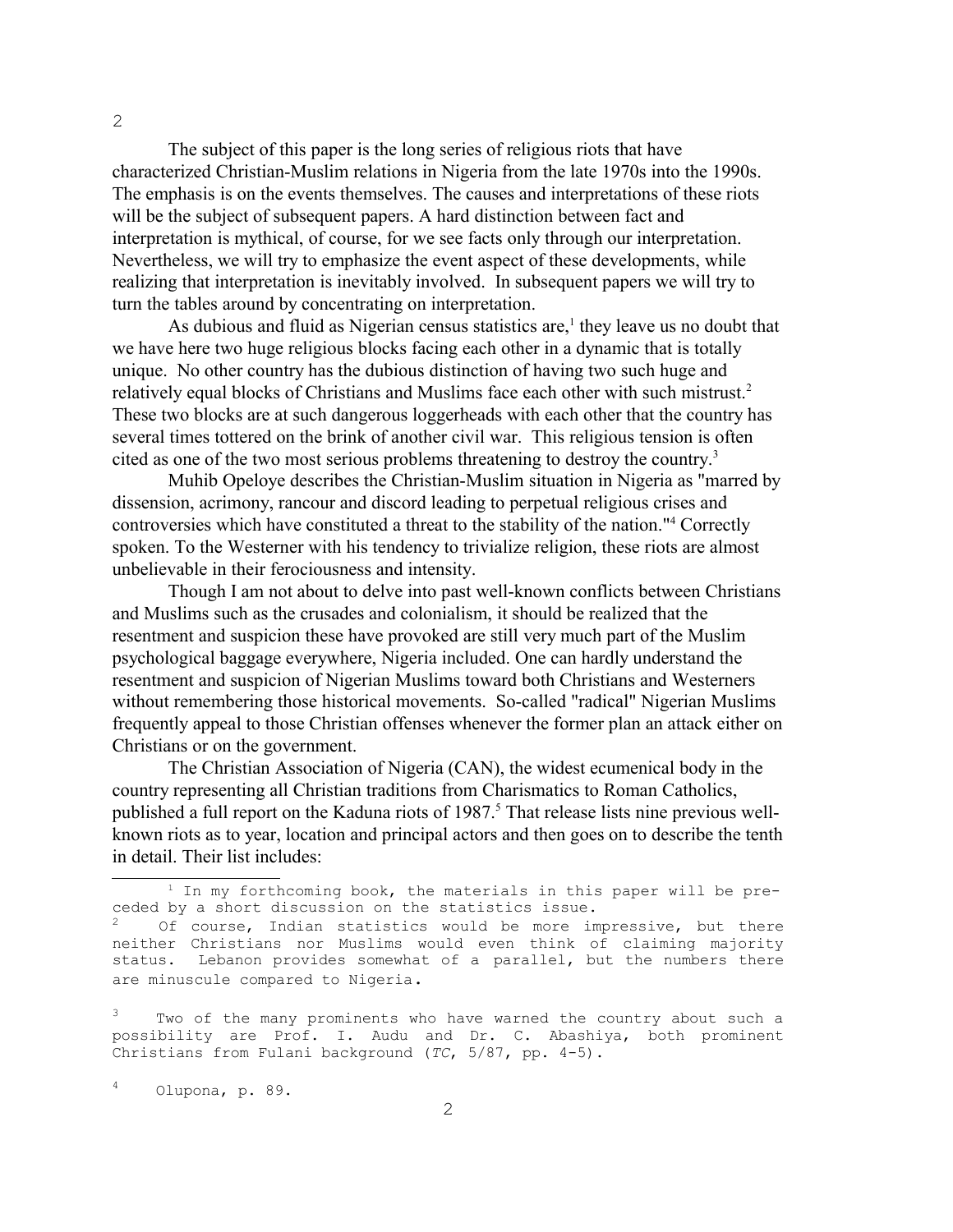The subject of this paper is the long series of religious riots that have characterized Christian-Muslim relations in Nigeria from the late 1970s into the 1990s. The emphasis is on the events themselves. The causes and interpretations of these riots will be the subject of subsequent papers. A hard distinction between fact and interpretation is mythical, of course, for we see facts only through our interpretation. Nevertheless, we will try to emphasize the event aspect of these developments, while realizing that interpretation is inevitably involved. In subsequent papers we will try to turn the tables around by concentrating on interpretation.

As dubious and fluid as Nigerian census statistics are,[1] they leave us no doubt that we have here two huge religious blocks facing each other in a dynamic that is totally unique. No other country has the dubious distinction of having two such huge and relatively equal blocks of Christians and Muslims face each other with such mistrust.[2] These two blocks are at such dangerous loggerheads with each other that the country has several times tottered on the brink of another civil war. This religious tension is often cited as one of the two most serious problems threatening to destroy the country.[3]

Muhib Opeloye describes the Christian-Muslim situation in Nigeria as "marred by dissension, acrimony, rancour and discord leading to perpetual religious crises and controversies which have constituted a threat to the stability of the nation."[4] Correctly spoken. To the Westerner with his tendency to trivialize religion, these riots are almost unbelievable in their ferociousness and intensity.

Though I am not about to delve into past well-known conflicts between Christians and Muslims such as the crusades and colonialism, it should be realized that the resentment and suspicion these have provoked are still very much part of the Muslim psychological baggage everywhere, Nigeria included. One can hardly understand the resentment and suspicion of Nigerian Muslims toward both Christians and Westerners without remembering those historical movements. So-called "radical" Nigerian Muslims frequently appeal to those Christian offenses whenever the former plan an attack either on Christians or on the government.

The Christian Association of Nigeria (CAN), the widest ecumenical body in the country representing all Christian traditions from Charismatics to Roman Catholics, published a full report on the Kaduna riots of 1987.[5] That release lists nine previous well-known riots as to year, location and principal actors and then goes on to describe the tenth in detail. Their list includes:

---

[1] In my forthcoming book, the materials in this paper will be preceded by a short discussion on the statistics issue.

[2] Of course, Indian statistics would be more impressive, but there neither Christians nor Muslims would even think of claiming majority status. Lebanon provides somewhat of a parallel, but the numbers there are minuscule compared to Nigeria.

[3] Two of the many prominents who have warned the country about such a possibility are Prof. I. Audu and Dr. C. Abashiya, both prominent Christians from Fulani background (*TC*, 5/87, pp. 4-5).

[4] Olupona, p. 89.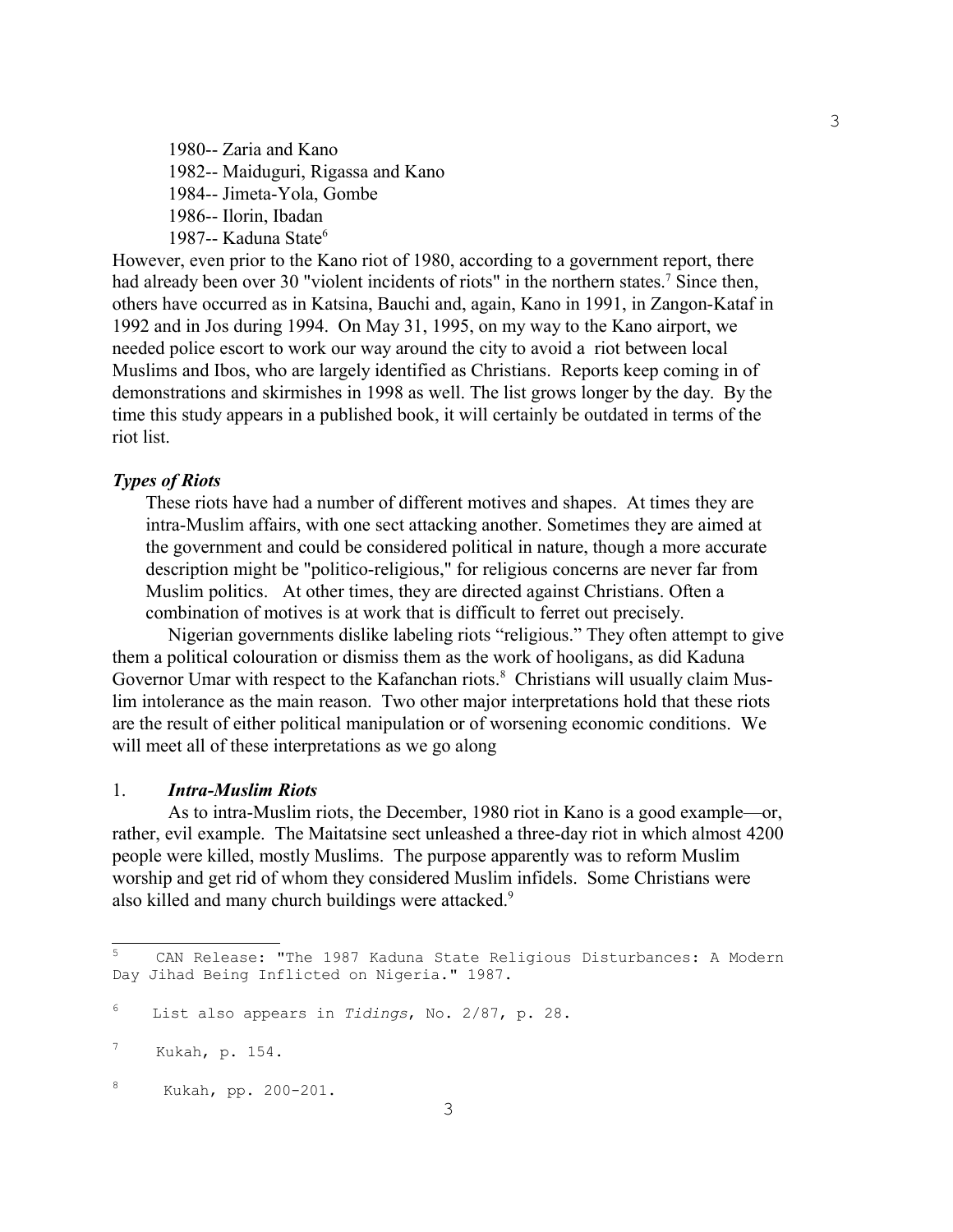1980-- Zaria and Kano
1982-- Maiduguri, Rigassa and Kano
1984-- Jimeta-Yola, Gombe
1986-- Ilorin, Ibadan
1987-- Kaduna State[6]

However, even prior to the Kano riot of 1980, according to a government report, there had already been over 30 "violent incidents of riots" in the northern states.[7] Since then, others have occurred as in Katsina, Bauchi and, again, Kano in 1991, in Zangon-Kataf in 1992 and in Jos during 1994. On May 31, 1995, on my way to the Kano airport, we needed police escort to work our way around the city to avoid a riot between local Muslims and Ibos, who are largely identified as Christians. Reports keep coming in of demonstrations and skirmishes in 1998 as well. The list grows longer by the day. By the time this study appears in a published book, it will certainly be outdated in terms of the riot list.

### *Types of Riots*

These riots have had a number of different motives and shapes. At times they are intra-Muslim affairs, with one sect attacking another. Sometimes they are aimed at the government and could be considered political in nature, though a more accurate description might be "politico-religious," for religious concerns are never far from Muslim politics. At other times, they are directed against Christians. Often a combination of motives is at work that is difficult to ferret out precisely.

Nigerian governments dislike labeling riots "religious." They often attempt to give them a political colouration or dismiss them as the work of hooligans, as did Kaduna Governor Umar with respect to the Kafanchan riots.[8] Christians will usually claim Muslim intolerance as the main reason. Two other major interpretations hold that these riots are the result of either political manipulation or of worsening economic conditions. We will meet all of these interpretations as we go along

### 1. *Intra-Muslim Riots*

As to intra-Muslim riots, the December, 1980 riot in Kano is a good example—or, rather, evil example. The Maitatsine sect unleashed a three-day riot in which almost 4200 people were killed, mostly Muslims. The purpose apparently was to reform Muslim worship and get rid of whom they considered Muslim infidels. Some Christians were also killed and many church buildings were attacked.[9]

---

[5] CAN Release: "The 1987 Kaduna State Religious Disturbances: A Modern Day Jihad Being Inflicted on Nigeria." 1987.

[6] List also appears in *Tidings*, No. 2/87, p. 28.

[7] Kukah, p. 154.

[8] Kukah, pp. 200-201.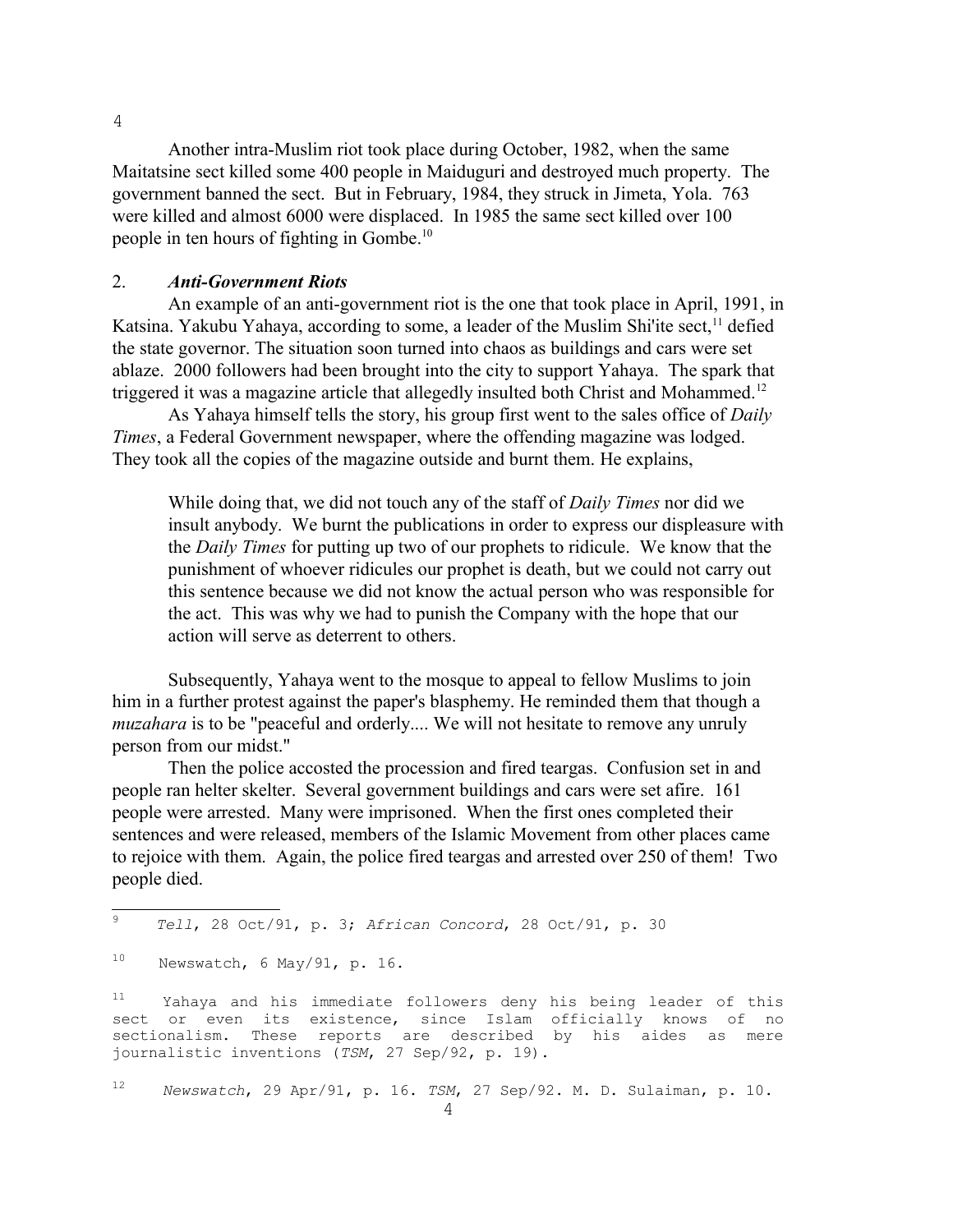Another intra-Muslim riot took place during October, 1982, when the same Maitatsine sect killed some 400 people in Maiduguri and destroyed much property. The government banned the sect. But in February, 1984, they struck in Jimeta, Yola. 763 were killed and almost 6000 were displaced. In 1985 the same sect killed over 100 people in ten hours of fighting in Gombe.[10]

## 2. *Anti-Government Riots*

An example of an anti-government riot is the one that took place in April, 1991, in Katsina. Yakubu Yahaya, according to some, a leader of the Muslim Shi'ite sect,[11] defied the state governor. The situation soon turned into chaos as buildings and cars were set ablaze. 2000 followers had been brought into the city to support Yahaya. The spark that triggered it was a magazine article that allegedly insulted both Christ and Mohammed.[12]

As Yahaya himself tells the story, his group first went to the sales office of *Daily Times*, a Federal Government newspaper, where the offending magazine was lodged. They took all the copies of the magazine outside and burnt them. He explains,

> While doing that, we did not touch any of the staff of *Daily Times* nor did we insult anybody. We burnt the publications in order to express our displeasure with the *Daily Times* for putting up two of our prophets to ridicule. We know that the punishment of whoever ridicules our prophet is death, but we could not carry out this sentence because we did not know the actual person who was responsible for the act. This was why we had to punish the Company with the hope that our action will serve as deterrent to others.

Subsequently, Yahaya went to the mosque to appeal to fellow Muslims to join him in a further protest against the paper's blasphemy. He reminded them that though a *muzahara* is to be "peaceful and orderly.... We will not hesitate to remove any unruly person from our midst."

Then the police accosted the procession and fired teargas. Confusion set in and people ran helter skelter. Several government buildings and cars were set afire. 161 people were arrested. Many were imprisoned. When the first ones completed their sentences and were released, members of the Islamic Movement from other places came to rejoice with them. Again, the police fired teargas and arrested over 250 of them! Two people died.

---

[9] *Tell*, 28 Oct/91, p. 3; *African Concord*, 28 Oct/91, p. 30

[10] Newswatch, 6 May/91, p. 16.

[11] Yahaya and his immediate followers deny his being leader of this sect or even its existence, since Islam officially knows of no sectionalism. These reports are described by his aides as mere journalistic inventions (*TSM*, 27 Sep/92, p. 19).

[12] *Newswatch*, 29 Apr/91, p. 16. *TSM*, 27 Sep/92. M. D. Sulaiman, p. 10.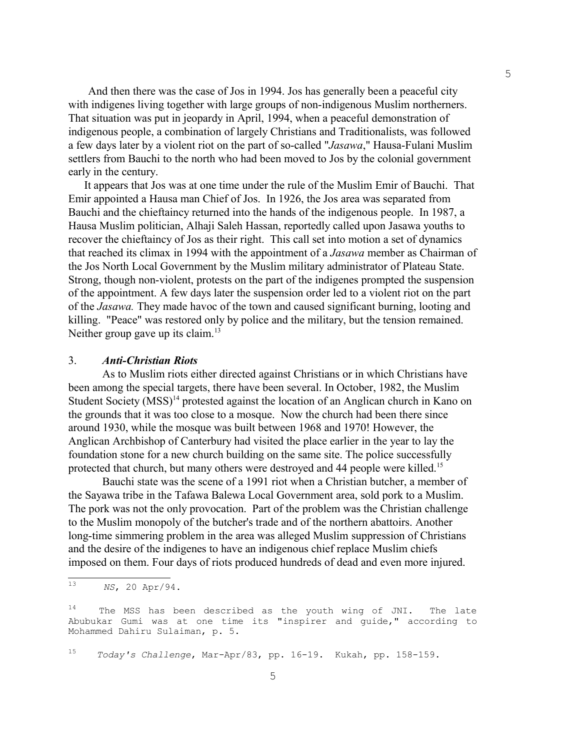And then there was the case of Jos in 1994. Jos has generally been a peaceful city with indigenes living together with large groups of non-indigenous Muslim northerners. That situation was put in jeopardy in April, 1994, when a peaceful demonstration of indigenous people, a combination of largely Christians and Traditionalists, was followed a few days later by a violent riot on the part of so-called "*Jasawa*," Hausa-Fulani Muslim settlers from Bauchi to the north who had been moved to Jos by the colonial government early in the century.

It appears that Jos was at one time under the rule of the Muslim Emir of Bauchi. That Emir appointed a Hausa man Chief of Jos. In 1926, the Jos area was separated from Bauchi and the chieftaincy returned into the hands of the indigenous people. In 1987, a Hausa Muslim politician, Alhaji Saleh Hassan, reportedly called upon Jasawa youths to recover the chieftaincy of Jos as their right. This call set into motion a set of dynamics that reached its climax in 1994 with the appointment of a *Jasawa* member as Chairman of the Jos North Local Government by the Muslim military administrator of Plateau State. Strong, though non-violent, protests on the part of the indigenes prompted the suspension of the appointment. A few days later the suspension order led to a violent riot on the part of the *Jasawa.* They made havoc of the town and caused significant burning, looting and killing. "Peace" was restored only by police and the military, but the tension remained. Neither group gave up its claim.[13]

### 3. ***Anti-Christian Riots***

As to Muslim riots either directed against Christians or in which Christians have been among the special targets, there have been several. In October, 1982, the Muslim Student Society (MSS)[14] protested against the location of an Anglican church in Kano on the grounds that it was too close to a mosque. Now the church had been there since around 1930, while the mosque was built between 1968 and 1970! However, the Anglican Archbishop of Canterbury had visited the place earlier in the year to lay the foundation stone for a new church building on the same site. The police successfully protected that church, but many others were destroyed and 44 people were killed.[15]

Bauchi state was the scene of a 1991 riot when a Christian butcher, a member of the Sayawa tribe in the Tafawa Balewa Local Government area, sold pork to a Muslim. The pork was not the only provocation. Part of the problem was the Christian challenge to the Muslim monopoly of the butcher's trade and of the northern abattoirs. Another long-time simmering problem in the area was alleged Muslim suppression of Christians and the desire of the indigenes to have an indigenous chief replace Muslim chiefs imposed on them. Four days of riots produced hundreds of dead and even more injured.

---

[13] *NS*, 20 Apr/94.

[14] The MSS has been described as the youth wing of JNI. The late Abubukar Gumi was at one time its "inspirer and guide," according to Mohammed Dahiru Sulaiman, p. 5.

[15] *Today's Challenge*, Mar-Apr/83, pp. 16-19. Kukah, pp. 158-159.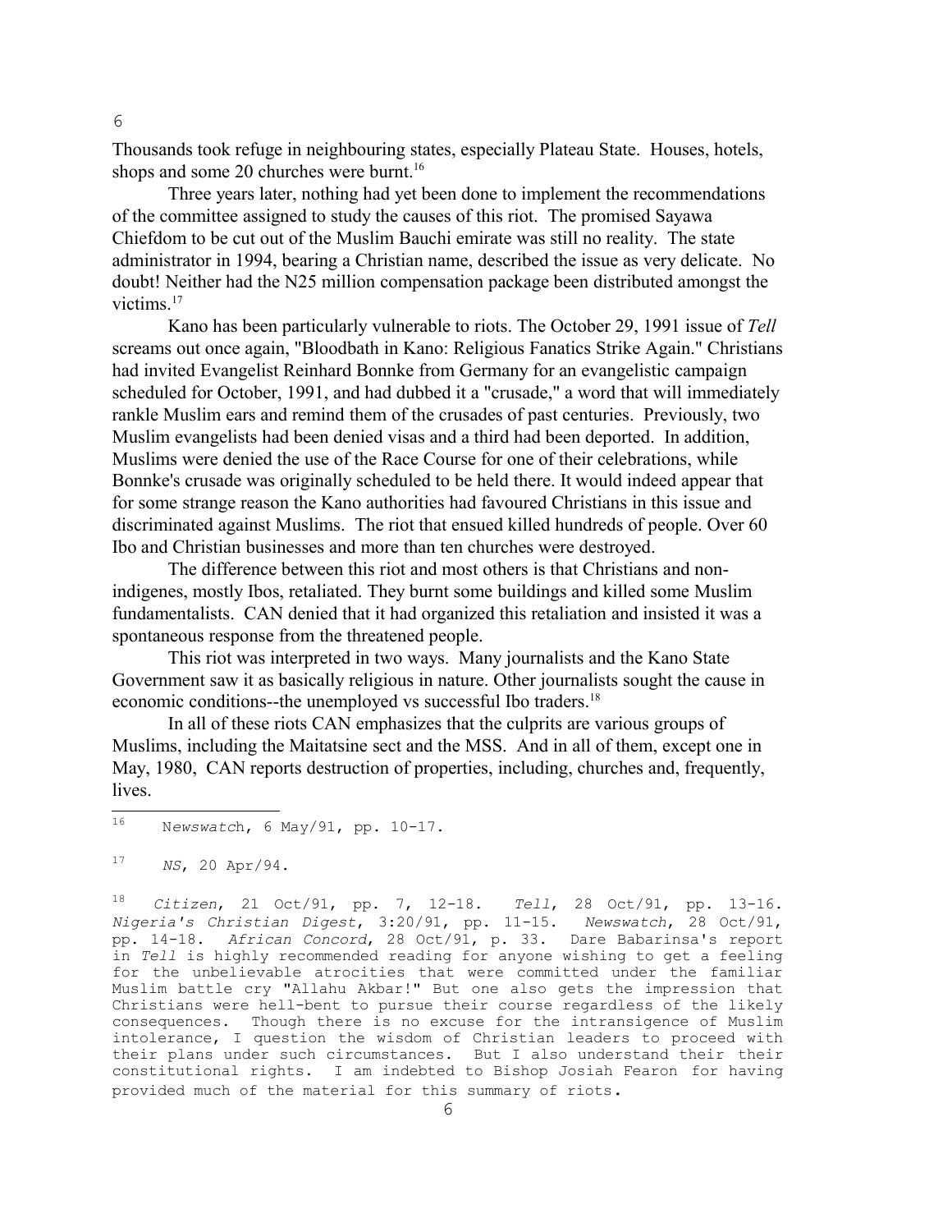Thousands took refuge in neighbouring states, especially Plateau State. Houses, hotels, shops and some 20 churches were burnt.[16]

Three years later, nothing had yet been done to implement the recommendations of the committee assigned to study the causes of this riot. The promised Sayawa Chiefdom to be cut out of the Muslim Bauchi emirate was still no reality. The state administrator in 1994, bearing a Christian name, described the issue as very delicate. No doubt! Neither had the N25 million compensation package been distributed amongst the victims.[17]

Kano has been particularly vulnerable to riots. The October 29, 1991 issue of *Tell* screams out once again, "Bloodbath in Kano: Religious Fanatics Strike Again." Christians had invited Evangelist Reinhard Bonnke from Germany for an evangelistic campaign scheduled for October, 1991, and had dubbed it a "crusade," a word that will immediately rankle Muslim ears and remind them of the crusades of past centuries. Previously, two Muslim evangelists had been denied visas and a third had been deported. In addition, Muslims were denied the use of the Race Course for one of their celebrations, while Bonnke's crusade was originally scheduled to be held there. It would indeed appear that for some strange reason the Kano authorities had favoured Christians in this issue and discriminated against Muslims. The riot that ensued killed hundreds of people. Over 60 Ibo and Christian businesses and more than ten churches were destroyed.

The difference between this riot and most others is that Christians and non-indigenes, mostly Ibos, retaliated. They burnt some buildings and killed some Muslim fundamentalists. CAN denied that it had organized this retaliation and insisted it was a spontaneous response from the threatened people.

This riot was interpreted in two ways. Many journalists and the Kano State Government saw it as basically religious in nature. Other journalists sought the cause in economic conditions--the unemployed vs successful Ibo traders.[18]

In all of these riots CAN emphasizes that the culprits are various groups of Muslims, including the Maitatsine sect and the MSS. And in all of them, except one in May, 1980, CAN reports destruction of properties, including, churches and, frequently, lives.

---

[16] *Newswatch*, 6 May/91, pp. 10-17.

[17] *NS*, 20 Apr/94.

[18] *Citizen*, 21 Oct/91, pp. 7, 12-18. *Tell*, 28 Oct/91, pp. 13-16. *Nigeria's Christian Digest*, 3:20/91, pp. 11-15. *Newswatch*, 28 Oct/91, pp. 14-18. *African Concord*, 28 Oct/91, p. 33. Dare Babarinsa's report in *Tell* is highly recommended reading for anyone wishing to get a feeling for the unbelievable atrocities that were committed under the familiar Muslim battle cry "Allahu Akbar!" But one also gets the impression that Christians were hell-bent to pursue their course regardless of the likely consequences. Though there is no excuse for the intransigence of Muslim intolerance, I question the wisdom of Christian leaders to proceed with their plans under such circumstances. But I also understand their their constitutional rights. I am indebted to Bishop Josiah Fearon for having provided much of the material for this summary of riots.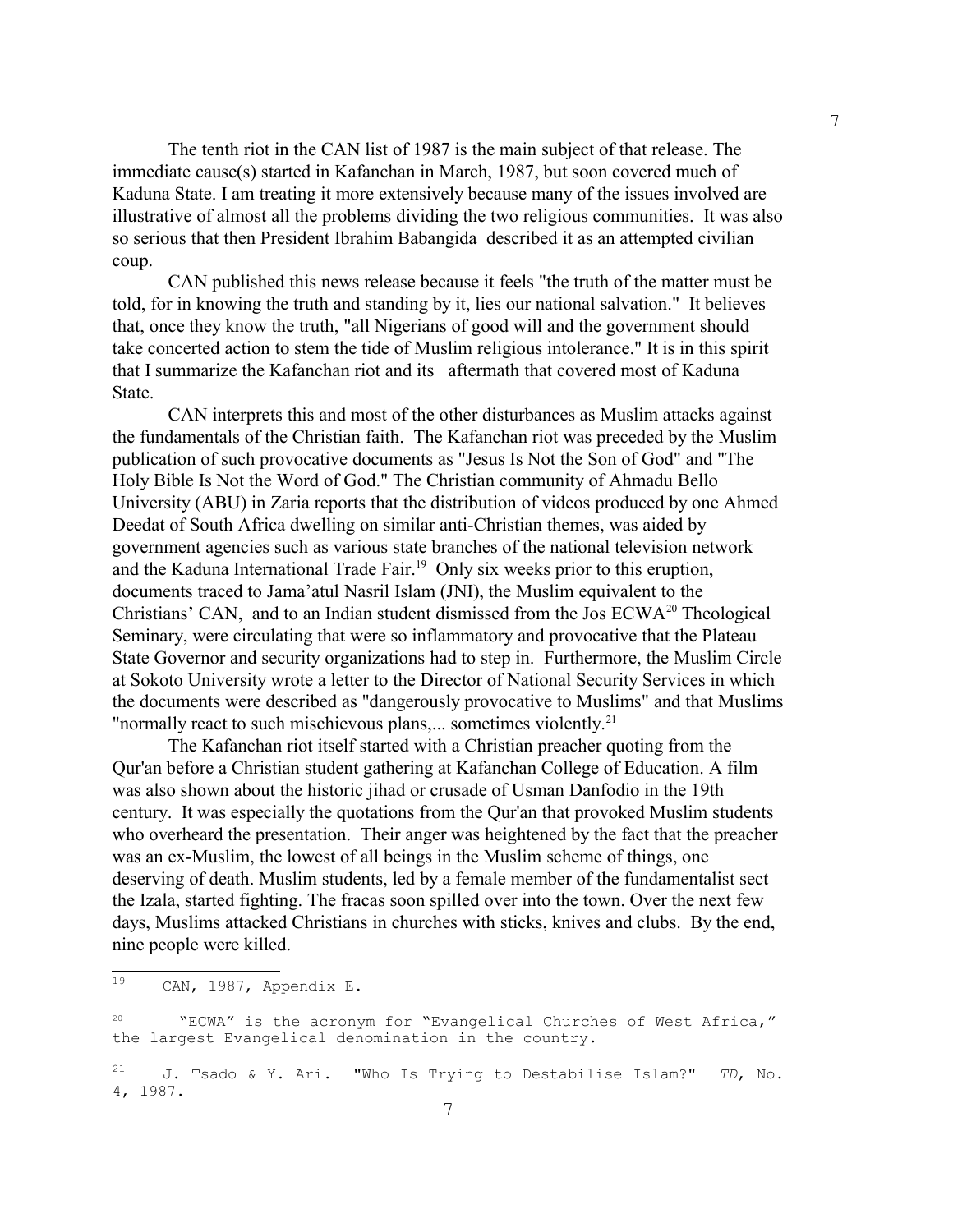The tenth riot in the CAN list of 1987 is the main subject of that release. The immediate cause(s) started in Kafanchan in March, 1987, but soon covered much of Kaduna State. I am treating it more extensively because many of the issues involved are illustrative of almost all the problems dividing the two religious communities. It was also so serious that then President Ibrahim Babangida described it as an attempted civilian coup.

CAN published this news release because it feels "the truth of the matter must be told, for in knowing the truth and standing by it, lies our national salvation." It believes that, once they know the truth, "all Nigerians of good will and the government should take concerted action to stem the tide of Muslim religious intolerance." It is in this spirit that I summarize the Kafanchan riot and its aftermath that covered most of Kaduna State.

CAN interprets this and most of the other disturbances as Muslim attacks against the fundamentals of the Christian faith. The Kafanchan riot was preceded by the Muslim publication of such provocative documents as "Jesus Is Not the Son of God" and "The Holy Bible Is Not the Word of God." The Christian community of Ahmadu Bello University (ABU) in Zaria reports that the distribution of videos produced by one Ahmed Deedat of South Africa dwelling on similar anti-Christian themes, was aided by government agencies such as various state branches of the national television network and the Kaduna International Trade Fair.[19] Only six weeks prior to this eruption, documents traced to Jama'atul Nasril Islam (JNI), the Muslim equivalent to the Christians' CAN, and to an Indian student dismissed from the Jos ECWA[20] Theological Seminary, were circulating that were so inflammatory and provocative that the Plateau State Governor and security organizations had to step in. Furthermore, the Muslim Circle at Sokoto University wrote a letter to the Director of National Security Services in which the documents were described as "dangerously provocative to Muslims" and that Muslims "normally react to such mischievous plans,... sometimes violently.[21]

The Kafanchan riot itself started with a Christian preacher quoting from the Qur'an before a Christian student gathering at Kafanchan College of Education. A film was also shown about the historic jihad or crusade of Usman Danfodio in the 19th century. It was especially the quotations from the Qur'an that provoked Muslim students who overheard the presentation. Their anger was heightened by the fact that the preacher was an ex-Muslim, the lowest of all beings in the Muslim scheme of things, one deserving of death. Muslim students, led by a female member of the fundamentalist sect the Izala, started fighting. The fracas soon spilled over into the town. Over the next few days, Muslims attacked Christians in churches with sticks, knives and clubs. By the end, nine people were killed.

---

[19] CAN, 1987, Appendix E.

[20] "ECWA" is the acronym for "Evangelical Churches of West Africa," the largest Evangelical denomination in the country.

[21] J. Tsado & Y. Ari. "Who Is Trying to Destabilise Islam?" *TD*, No. 4, 1987.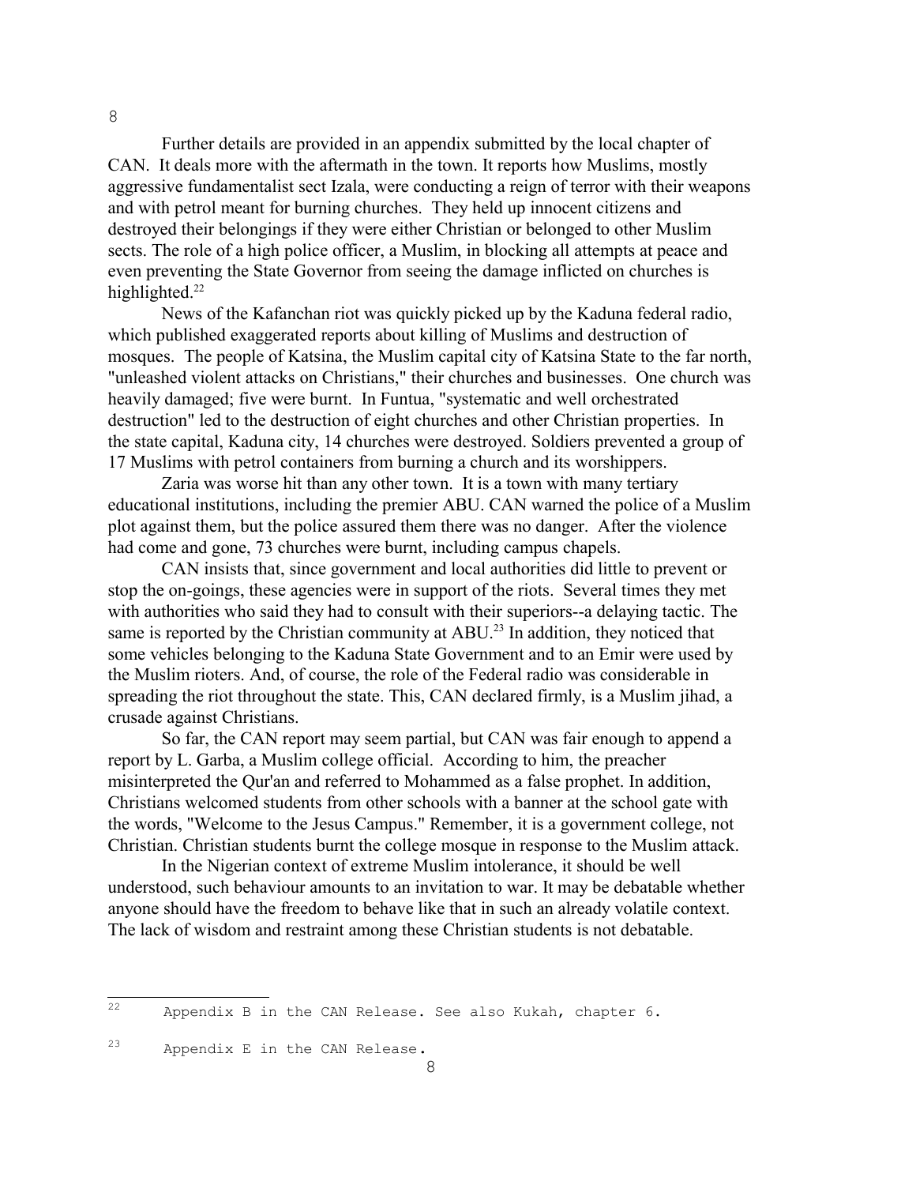Further details are provided in an appendix submitted by the local chapter of CAN. It deals more with the aftermath in the town. It reports how Muslims, mostly aggressive fundamentalist sect Izala, were conducting a reign of terror with their weapons and with petrol meant for burning churches. They held up innocent citizens and destroyed their belongings if they were either Christian or belonged to other Muslim sects. The role of a high police officer, a Muslim, in blocking all attempts at peace and even preventing the State Governor from seeing the damage inflicted on churches is highlighted.[22]

News of the Kafanchan riot was quickly picked up by the Kaduna federal radio, which published exaggerated reports about killing of Muslims and destruction of mosques. The people of Katsina, the Muslim capital city of Katsina State to the far north, "unleashed violent attacks on Christians," their churches and businesses. One church was heavily damaged; five were burnt. In Funtua, "systematic and well orchestrated destruction" led to the destruction of eight churches and other Christian properties. In the state capital, Kaduna city, 14 churches were destroyed. Soldiers prevented a group of 17 Muslims with petrol containers from burning a church and its worshippers.

Zaria was worse hit than any other town. It is a town with many tertiary educational institutions, including the premier ABU. CAN warned the police of a Muslim plot against them, but the police assured them there was no danger. After the violence had come and gone, 73 churches were burnt, including campus chapels.

CAN insists that, since government and local authorities did little to prevent or stop the on-goings, these agencies were in support of the riots. Several times they met with authorities who said they had to consult with their superiors--a delaying tactic. The same is reported by the Christian community at ABU.[23] In addition, they noticed that some vehicles belonging to the Kaduna State Government and to an Emir were used by the Muslim rioters. And, of course, the role of the Federal radio was considerable in spreading the riot throughout the state. This, CAN declared firmly, is a Muslim jihad, a crusade against Christians.

So far, the CAN report may seem partial, but CAN was fair enough to append a report by L. Garba, a Muslim college official. According to him, the preacher misinterpreted the Qur'an and referred to Mohammed as a false prophet. In addition, Christians welcomed students from other schools with a banner at the school gate with the words, "Welcome to the Jesus Campus." Remember, it is a government college, not Christian. Christian students burnt the college mosque in response to the Muslim attack.

In the Nigerian context of extreme Muslim intolerance, it should be well understood, such behaviour amounts to an invitation to war. It may be debatable whether anyone should have the freedom to behave like that in such an already volatile context. The lack of wisdom and restraint among these Christian students is not debatable.

---

[22] Appendix B in the CAN Release. See also Kukah, chapter 6.

[23] Appendix E in the CAN Release.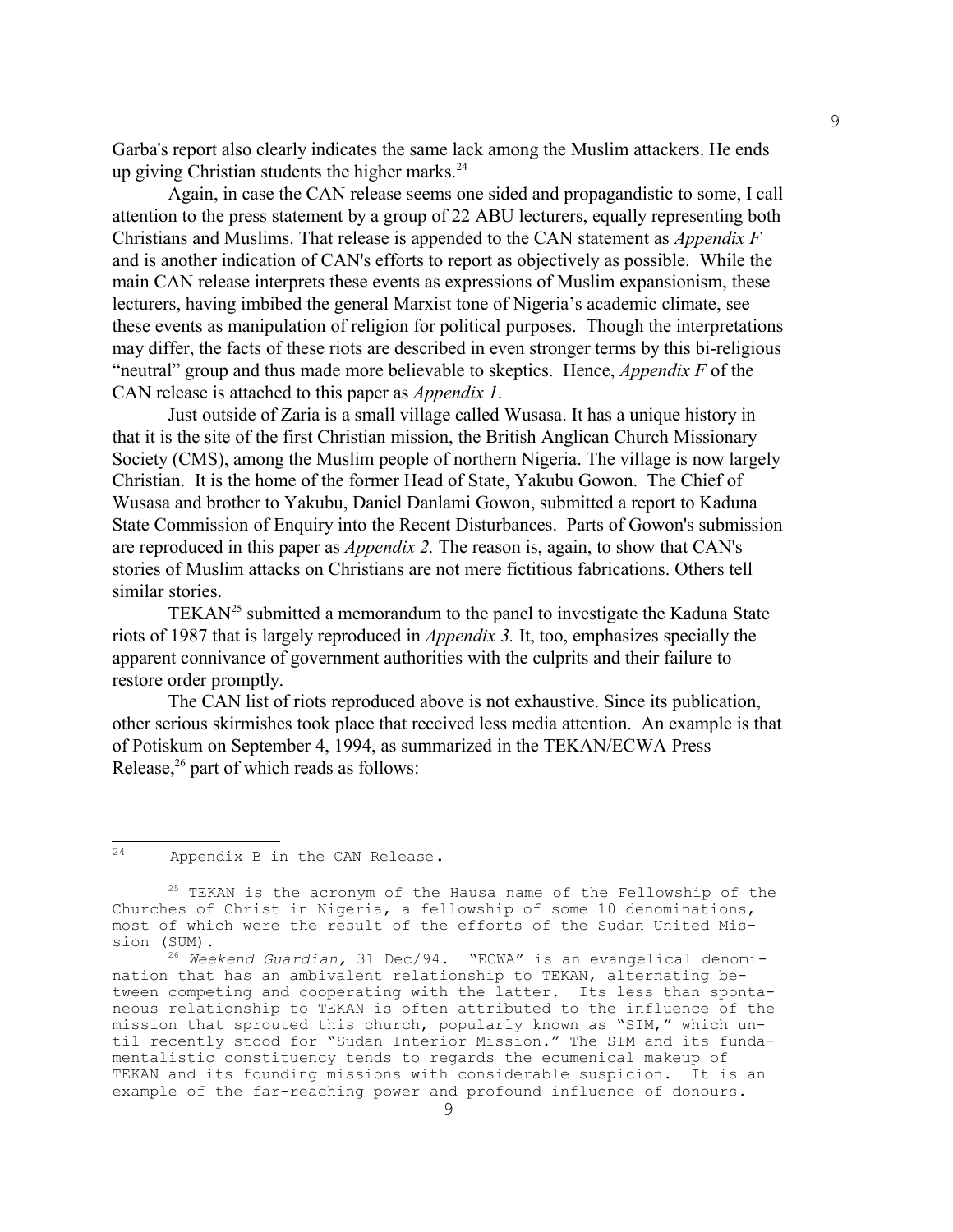Garba's report also clearly indicates the same lack among the Muslim attackers. He ends up giving Christian students the higher marks.[24]

Again, in case the CAN release seems one sided and propagandistic to some, I call attention to the press statement by a group of 22 ABU lecturers, equally representing both Christians and Muslims. That release is appended to the CAN statement as *Appendix F* and is another indication of CAN's efforts to report as objectively as possible. While the main CAN release interprets these events as expressions of Muslim expansionism, these lecturers, having imbibed the general Marxist tone of Nigeria's academic climate, see these events as manipulation of religion for political purposes. Though the interpretations may differ, the facts of these riots are described in even stronger terms by this bi-religious "neutral" group and thus made more believable to skeptics. Hence, *Appendix F* of the CAN release is attached to this paper as *Appendix 1*.

Just outside of Zaria is a small village called Wusasa. It has a unique history in that it is the site of the first Christian mission, the British Anglican Church Missionary Society (CMS), among the Muslim people of northern Nigeria. The village is now largely Christian. It is the home of the former Head of State, Yakubu Gowon. The Chief of Wusasa and brother to Yakubu, Daniel Danlami Gowon, submitted a report to Kaduna State Commission of Enquiry into the Recent Disturbances. Parts of Gowon's submission are reproduced in this paper as *Appendix 2.* The reason is, again, to show that CAN's stories of Muslim attacks on Christians are not mere fictitious fabrications. Others tell similar stories.

TEKAN[25] submitted a memorandum to the panel to investigate the Kaduna State riots of 1987 that is largely reproduced in *Appendix 3.* It, too, emphasizes specially the apparent connivance of government authorities with the culprits and their failure to restore order promptly.

The CAN list of riots reproduced above is not exhaustive. Since its publication, other serious skirmishes took place that received less media attention. An example is that of Potiskum on September 4, 1994, as summarized in the TEKAN/ECWA Press Release,[26] part of which reads as follows:

---

[24] Appendix B in the CAN Release.

[25] TEKAN is the acronym of the Hausa name of the Fellowship of the Churches of Christ in Nigeria, a fellowship of some 10 denominations, most of which were the result of the efforts of the Sudan United Mission (SUM).

[26] *Weekend Guardian,* 31 Dec/94. "ECWA" is an evangelical denomination that has an ambivalent relationship to TEKAN, alternating between competing and cooperating with the latter. Its less than spontaneous relationship to TEKAN is often attributed to the influence of the mission that sprouted this church, popularly known as "SIM," which until recently stood for "Sudan Interior Mission." The SIM and its fundamentalistic constituency tends to regards the ecumenical makeup of TEKAN and its founding missions with considerable suspicion. It is an example of the far-reaching power and profound influence of donours.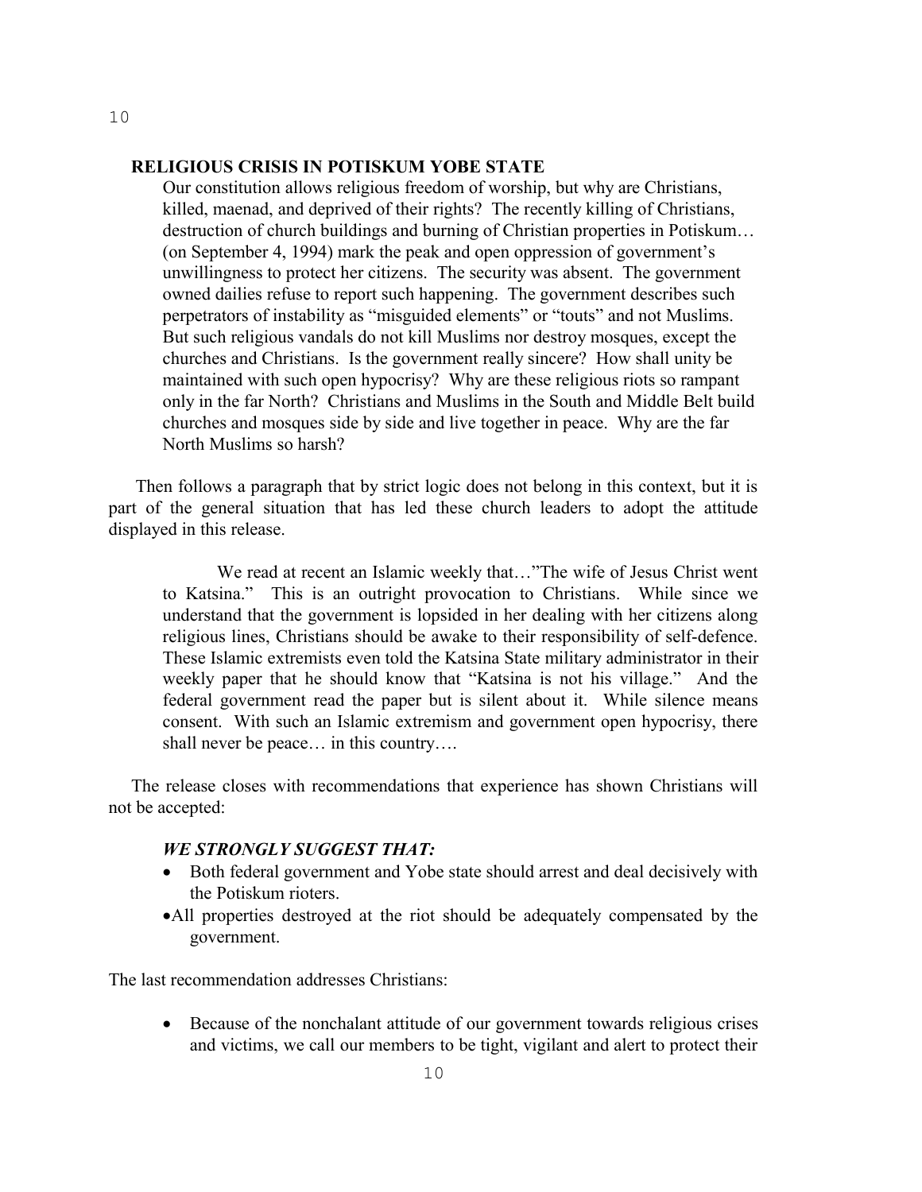**RELIGIOUS CRISIS IN POTISKUM YOBE STATE**

> Our constitution allows religious freedom of worship, but why are Christians, killed, maenad, and deprived of their rights? The recently killing of Christians, destruction of church buildings and burning of Christian properties in Potiskum… (on September 4, 1994) mark the peak and open oppression of government's unwillingness to protect her citizens. The security was absent. The government owned dailies refuse to report such happening. The government describes such perpetrators of instability as "misguided elements" or "touts" and not Muslims. But such religious vandals do not kill Muslims nor destroy mosques, except the churches and Christians. Is the government really sincere? How shall unity be maintained with such open hypocrisy? Why are these religious riots so rampant only in the far North? Christians and Muslims in the South and Middle Belt build churches and mosques side by side and live together in peace. Why are the far North Muslims so harsh?

Then follows a paragraph that by strict logic does not belong in this context, but it is part of the general situation that has led these church leaders to adopt the attitude displayed in this release.

> We read at recent an Islamic weekly that…"The wife of Jesus Christ went to Katsina." This is an outright provocation to Christians. While since we understand that the government is lopsided in her dealing with her citizens along religious lines, Christians should be awake to their responsibility of self-defence. These Islamic extremists even told the Katsina State military administrator in their weekly paper that he should know that "Katsina is not his village." And the federal government read the paper but is silent about it. While silence means consent. With such an Islamic extremism and government open hypocrisy, there shall never be peace… in this country….

The release closes with recommendations that experience has shown Christians will not be accepted:

> ***WE STRONGLY SUGGEST THAT:***
>
> - Both federal government and Yobe state should arrest and deal decisively with the Potiskum rioters.
> - All properties destroyed at the riot should be adequately compensated by the government.

The last recommendation addresses Christians:

> - Because of the nonchalant attitude of our government towards religious crises and victims, we call our members to be tight, vigilant and alert to protect their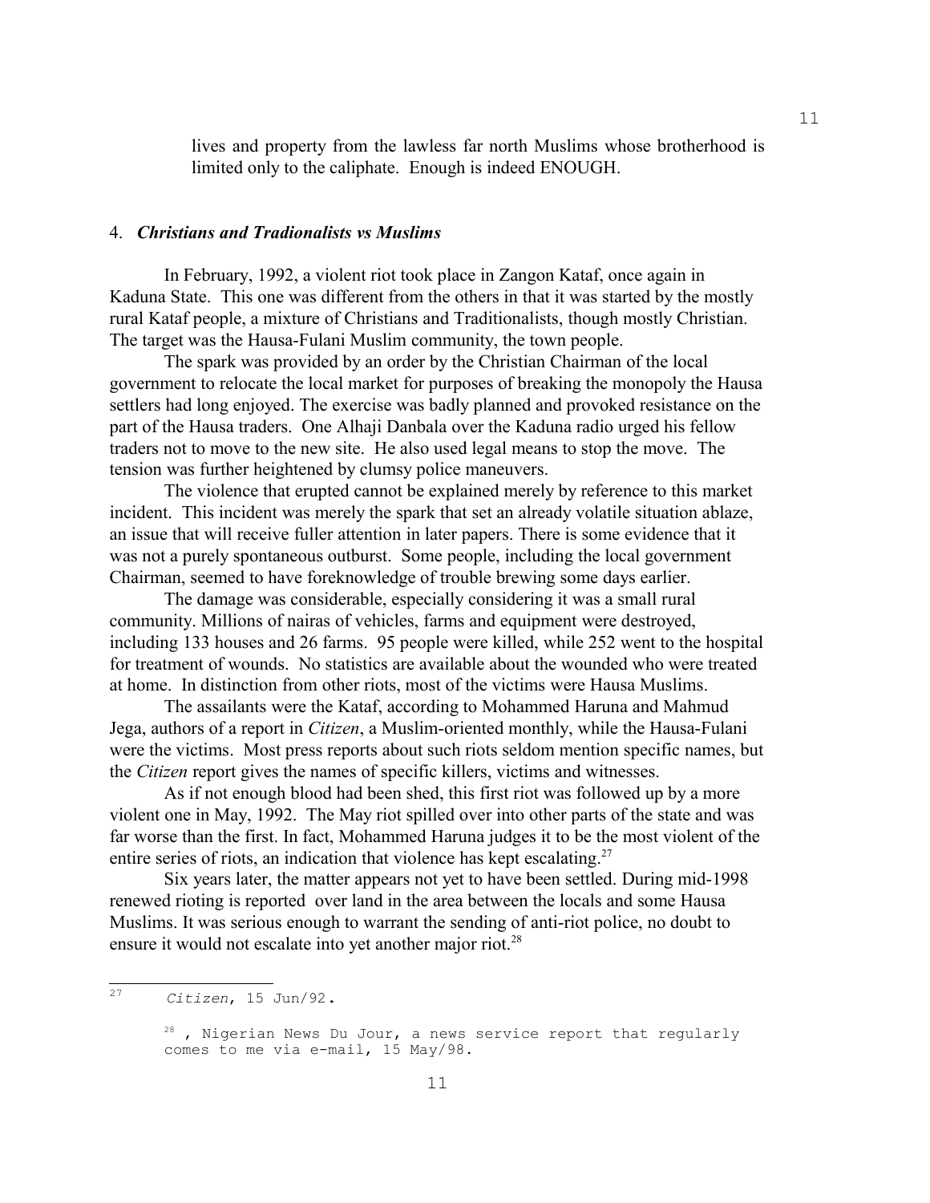lives and property from the lawless far north Muslims whose brotherhood is limited only to the caliphate. Enough is indeed ENOUGH.

### 4. *Christians and Tradionalists vs Muslims*

In February, 1992, a violent riot took place in Zangon Kataf, once again in Kaduna State. This one was different from the others in that it was started by the mostly rural Kataf people, a mixture of Christians and Traditionalists, though mostly Christian. The target was the Hausa-Fulani Muslim community, the town people.

The spark was provided by an order by the Christian Chairman of the local government to relocate the local market for purposes of breaking the monopoly the Hausa settlers had long enjoyed. The exercise was badly planned and provoked resistance on the part of the Hausa traders. One Alhaji Danbala over the Kaduna radio urged his fellow traders not to move to the new site. He also used legal means to stop the move. The tension was further heightened by clumsy police maneuvers.

The violence that erupted cannot be explained merely by reference to this market incident. This incident was merely the spark that set an already volatile situation ablaze, an issue that will receive fuller attention in later papers. There is some evidence that it was not a purely spontaneous outburst. Some people, including the local government Chairman, seemed to have foreknowledge of trouble brewing some days earlier.

The damage was considerable, especially considering it was a small rural community. Millions of nairas of vehicles, farms and equipment were destroyed, including 133 houses and 26 farms. 95 people were killed, while 252 went to the hospital for treatment of wounds. No statistics are available about the wounded who were treated at home. In distinction from other riots, most of the victims were Hausa Muslims.

The assailants were the Kataf, according to Mohammed Haruna and Mahmud Jega, authors of a report in *Citizen*, a Muslim-oriented monthly, while the Hausa-Fulani were the victims. Most press reports about such riots seldom mention specific names, but the *Citizen* report gives the names of specific killers, victims and witnesses.

As if not enough blood had been shed, this first riot was followed up by a more violent one in May, 1992. The May riot spilled over into other parts of the state and was far worse than the first. In fact, Mohammed Haruna judges it to be the most violent of the entire series of riots, an indication that violence has kept escalating.[27]

Six years later, the matter appears not yet to have been settled. During mid-1998 renewed rioting is reported over land in the area between the locals and some Hausa Muslims. It was serious enough to warrant the sending of anti-riot police, no doubt to ensure it would not escalate into yet another major riot.[28]

---

[27] *Citizen*, 15 Jun/92.

[28] , Nigerian News Du Jour, a news service report that regularly comes to me via e-mail, 15 May/98.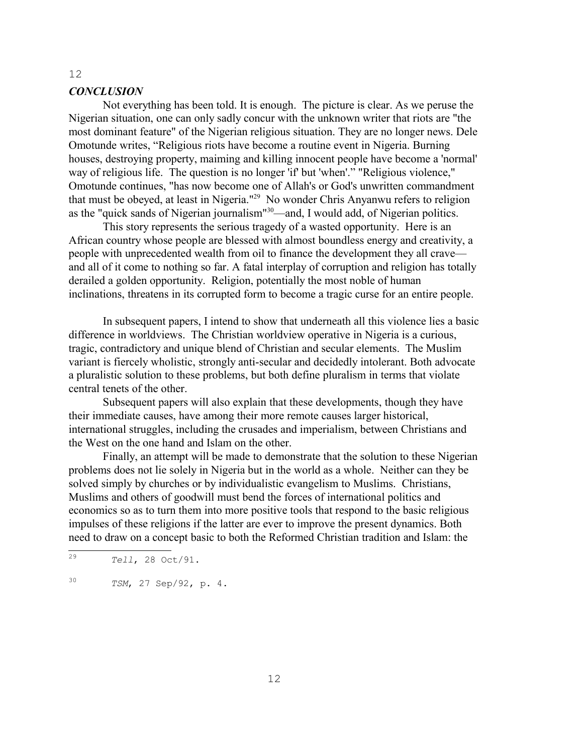## *CONCLUSION*

Not everything has been told. It is enough. The picture is clear. As we peruse the Nigerian situation, one can only sadly concur with the unknown writer that riots are "the most dominant feature" of the Nigerian religious situation. They are no longer news. Dele Omotunde writes, "Religious riots have become a routine event in Nigeria. Burning houses, destroying property, maiming and killing innocent people have become a 'normal' way of religious life. The question is no longer 'if' but 'when'." "Religious violence," Omotunde continues, "has now become one of Allah's or God's unwritten commandment that must be obeyed, at least in Nigeria."[29] No wonder Chris Anyanwu refers to religion as the "quick sands of Nigerian journalism"[30]—and, I would add, of Nigerian politics.

This story represents the serious tragedy of a wasted opportunity. Here is an African country whose people are blessed with almost boundless energy and creativity, a people with unprecedented wealth from oil to finance the development they all crave—and all of it come to nothing so far. A fatal interplay of corruption and religion has totally derailed a golden opportunity. Religion, potentially the most noble of human inclinations, threatens in its corrupted form to become a tragic curse for an entire people.

In subsequent papers, I intend to show that underneath all this violence lies a basic difference in worldviews. The Christian worldview operative in Nigeria is a curious, tragic, contradictory and unique blend of Christian and secular elements. The Muslim variant is fiercely wholistic, strongly anti-secular and decidedly intolerant. Both advocate a pluralistic solution to these problems, but both define pluralism in terms that violate central tenets of the other.

Subsequent papers will also explain that these developments, though they have their immediate causes, have among their more remote causes larger historical, international struggles, including the crusades and imperialism, between Christians and the West on the one hand and Islam on the other.

Finally, an attempt will be made to demonstrate that the solution to these Nigerian problems does not lie solely in Nigeria but in the world as a whole. Neither can they be solved simply by churches or by individualistic evangelism to Muslims. Christians, Muslims and others of goodwill must bend the forces of international politics and economics so as to turn them into more positive tools that respond to the basic religious impulses of these religions if the latter are ever to improve the present dynamics. Both need to draw on a concept basic to both the Reformed Christian tradition and Islam: the

---

[29] *Tell*, 28 Oct/91.

[30] *TSM*, 27 Sep/92, p. 4.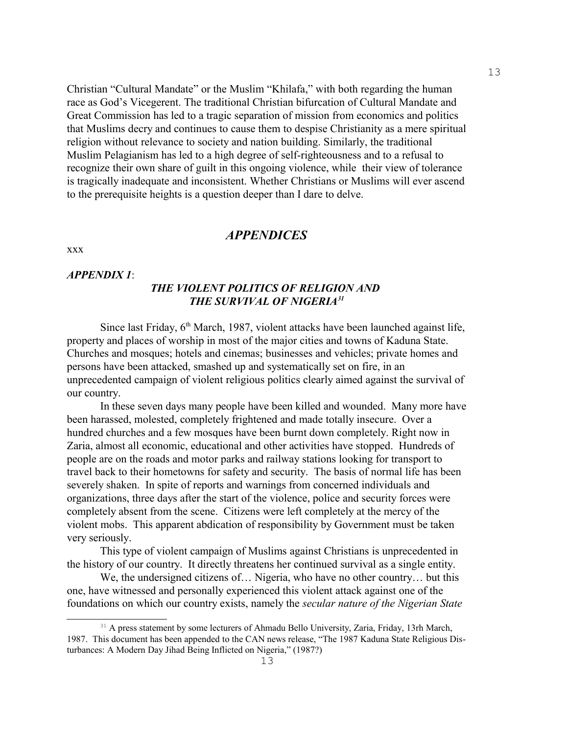Christian "Cultural Mandate" or the Muslim "Khilafa," with both regarding the human race as God's Vicegerent. The traditional Christian bifurcation of Cultural Mandate and Great Commission has led to a tragic separation of mission from economics and politics that Muslims decry and continues to cause them to despise Christianity as a mere spiritual religion without relevance to society and nation building. Similarly, the traditional Muslim Pelagianism has led to a high degree of self-righteousness and to a refusal to recognize their own share of guilt in this ongoing violence, while their view of tolerance is tragically inadequate and inconsistent. Whether Christians or Muslims will ever ascend to the prerequisite heights is a question deeper than I dare to delve.

## *APPENDICES*

xxx

### *APPENDIX 1*:

### *THE VIOLENT POLITICS OF RELIGION AND THE SURVIVAL OF NIGERIA*[31]

Since last Friday, 6th March, 1987, violent attacks have been launched against life, property and places of worship in most of the major cities and towns of Kaduna State. Churches and mosques; hotels and cinemas; businesses and vehicles; private homes and persons have been attacked, smashed up and systematically set on fire, in an unprecedented campaign of violent religious politics clearly aimed against the survival of our country.

In these seven days many people have been killed and wounded. Many more have been harassed, molested, completely frightened and made totally insecure. Over a hundred churches and a few mosques have been burnt down completely. Right now in Zaria, almost all economic, educational and other activities have stopped. Hundreds of people are on the roads and motor parks and railway stations looking for transport to travel back to their hometowns for safety and security. The basis of normal life has been severely shaken. In spite of reports and warnings from concerned individuals and organizations, three days after the start of the violence, police and security forces were completely absent from the scene. Citizens were left completely at the mercy of the violent mobs. This apparent abdication of responsibility by Government must be taken very seriously.

This type of violent campaign of Muslims against Christians is unprecedented in the history of our country. It directly threatens her continued survival as a single entity.

We, the undersigned citizens of… Nigeria, who have no other country… but this one, have witnessed and personally experienced this violent attack against one of the foundations on which our country exists, namely the *secular nature of the Nigerian State*

---

[31] A press statement by some lecturers of Ahmadu Bello University, Zaria, Friday, 13rh March, 1987. This document has been appended to the CAN news release, "The 1987 Kaduna State Religious Disturbances: A Modern Day Jihad Being Inflicted on Nigeria," (1987?)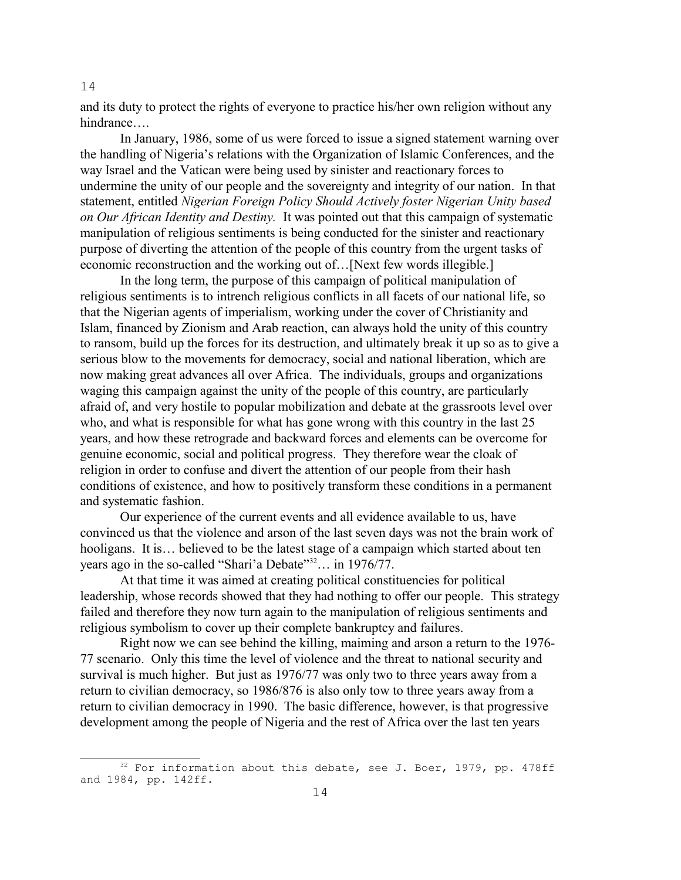and its duty to protect the rights of everyone to practice his/her own religion without any hindrance….

In January, 1986, some of us were forced to issue a signed statement warning over the handling of Nigeria's relations with the Organization of Islamic Conferences, and the way Israel and the Vatican were being used by sinister and reactionary forces to undermine the unity of our people and the sovereignty and integrity of our nation. In that statement, entitled *Nigerian Foreign Policy Should Actively foster Nigerian Unity based on Our African Identity and Destiny.* It was pointed out that this campaign of systematic manipulation of religious sentiments is being conducted for the sinister and reactionary purpose of diverting the attention of the people of this country from the urgent tasks of economic reconstruction and the working out of…[Next few words illegible.]

In the long term, the purpose of this campaign of political manipulation of religious sentiments is to intrench religious conflicts in all facets of our national life, so that the Nigerian agents of imperialism, working under the cover of Christianity and Islam, financed by Zionism and Arab reaction, can always hold the unity of this country to ransom, build up the forces for its destruction, and ultimately break it up so as to give a serious blow to the movements for democracy, social and national liberation, which are now making great advances all over Africa. The individuals, groups and organizations waging this campaign against the unity of the people of this country, are particularly afraid of, and very hostile to popular mobilization and debate at the grassroots level over who, and what is responsible for what has gone wrong with this country in the last 25 years, and how these retrograde and backward forces and elements can be overcome for genuine economic, social and political progress. They therefore wear the cloak of religion in order to confuse and divert the attention of our people from their hash conditions of existence, and how to positively transform these conditions in a permanent and systematic fashion.

Our experience of the current events and all evidence available to us, have convinced us that the violence and arson of the last seven days was not the brain work of hooligans. It is… believed to be the latest stage of a campaign which started about ten years ago in the so-called "Shari'a Debate"[32]… in 1976/77.

At that time it was aimed at creating political constituencies for political leadership, whose records showed that they had nothing to offer our people. This strategy failed and therefore they now turn again to the manipulation of religious sentiments and religious symbolism to cover up their complete bankruptcy and failures.

Right now we can see behind the killing, maiming and arson a return to the 1976-77 scenario. Only this time the level of violence and the threat to national security and survival is much higher. But just as 1976/77 was only two to three years away from a return to civilian democracy, so 1986/876 is also only tow to three years away from a return to civilian democracy in 1990. The basic difference, however, is that progressive development among the people of Nigeria and the rest of Africa over the last ten years

[32] For information about this debate, see J. Boer, 1979, pp. 478ff and 1984, pp. 142ff.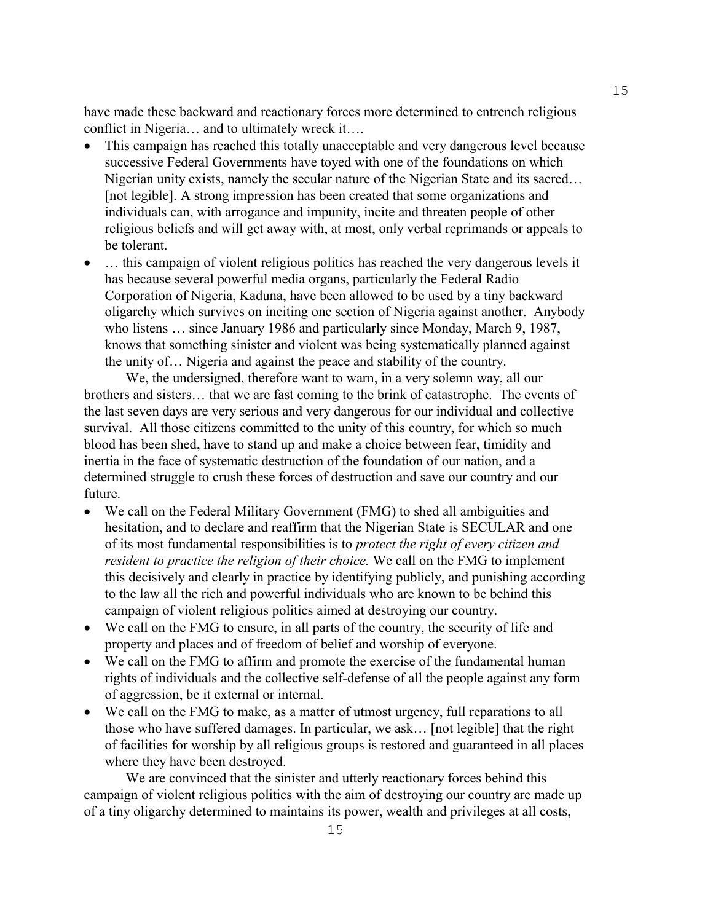have made these backward and reactionary forces more determined to entrench religious conflict in Nigeria… and to ultimately wreck it….

- This campaign has reached this totally unacceptable and very dangerous level because successive Federal Governments have toyed with one of the foundations on which Nigerian unity exists, namely the secular nature of the Nigerian State and its sacred… [not legible]. A strong impression has been created that some organizations and individuals can, with arrogance and impunity, incite and threaten people of other religious beliefs and will get away with, at most, only verbal reprimands or appeals to be tolerant.
- … this campaign of violent religious politics has reached the very dangerous levels it has because several powerful media organs, particularly the Federal Radio Corporation of Nigeria, Kaduna, have been allowed to be used by a tiny backward oligarchy which survives on inciting one section of Nigeria against another. Anybody who listens … since January 1986 and particularly since Monday, March 9, 1987, knows that something sinister and violent was being systematically planned against the unity of… Nigeria and against the peace and stability of the country.

We, the undersigned, therefore want to warn, in a very solemn way, all our brothers and sisters… that we are fast coming to the brink of catastrophe. The events of the last seven days are very serious and very dangerous for our individual and collective survival. All those citizens committed to the unity of this country, for which so much blood has been shed, have to stand up and make a choice between fear, timidity and inertia in the face of systematic destruction of the foundation of our nation, and a determined struggle to crush these forces of destruction and save our country and our future.

- We call on the Federal Military Government (FMG) to shed all ambiguities and hesitation, and to declare and reaffirm that the Nigerian State is SECULAR and one of its most fundamental responsibilities is to *protect the right of every citizen and resident to practice the religion of their choice.* We call on the FMG to implement this decisively and clearly in practice by identifying publicly, and punishing according to the law all the rich and powerful individuals who are known to be behind this campaign of violent religious politics aimed at destroying our country.
- We call on the FMG to ensure, in all parts of the country, the security of life and property and places and of freedom of belief and worship of everyone.
- We call on the FMG to affirm and promote the exercise of the fundamental human rights of individuals and the collective self-defense of all the people against any form of aggression, be it external or internal.
- We call on the FMG to make, as a matter of utmost urgency, full reparations to all those who have suffered damages. In particular, we ask… [not legible] that the right of facilities for worship by all religious groups is restored and guaranteed in all places where they have been destroyed.

We are convinced that the sinister and utterly reactionary forces behind this campaign of violent religious politics with the aim of destroying our country are made up of a tiny oligarchy determined to maintains its power, wealth and privileges at all costs,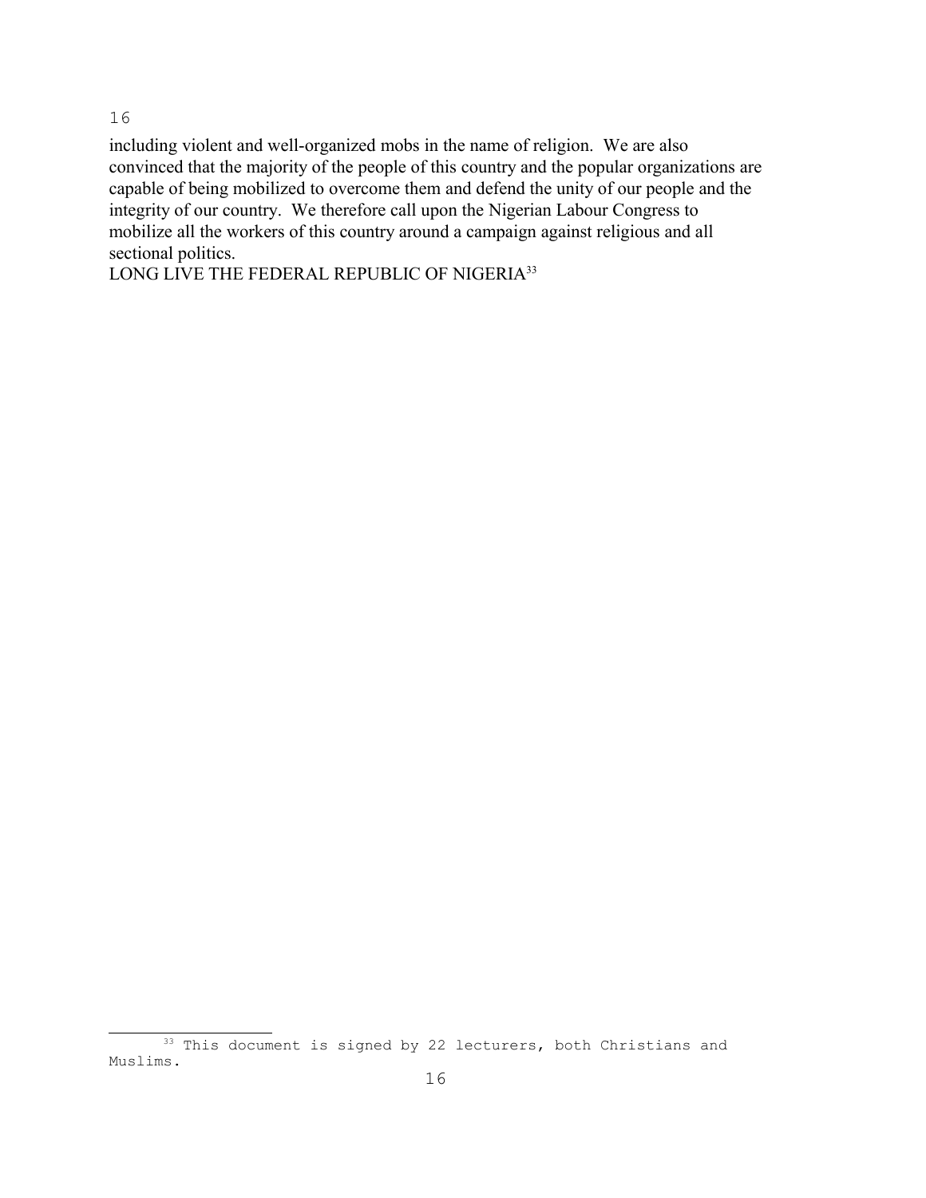including violent and well-organized mobs in the name of religion. We are also convinced that the majority of the people of this country and the popular organizations are capable of being mobilized to overcome them and defend the unity of our people and the integrity of our country. We therefore call upon the Nigerian Labour Congress to mobilize all the workers of this country around a campaign against religious and all sectional politics.

LONG LIVE THE FEDERAL REPUBLIC OF NIGERIA[33]

---

[33] This document is signed by 22 lecturers, both Christians and Muslims.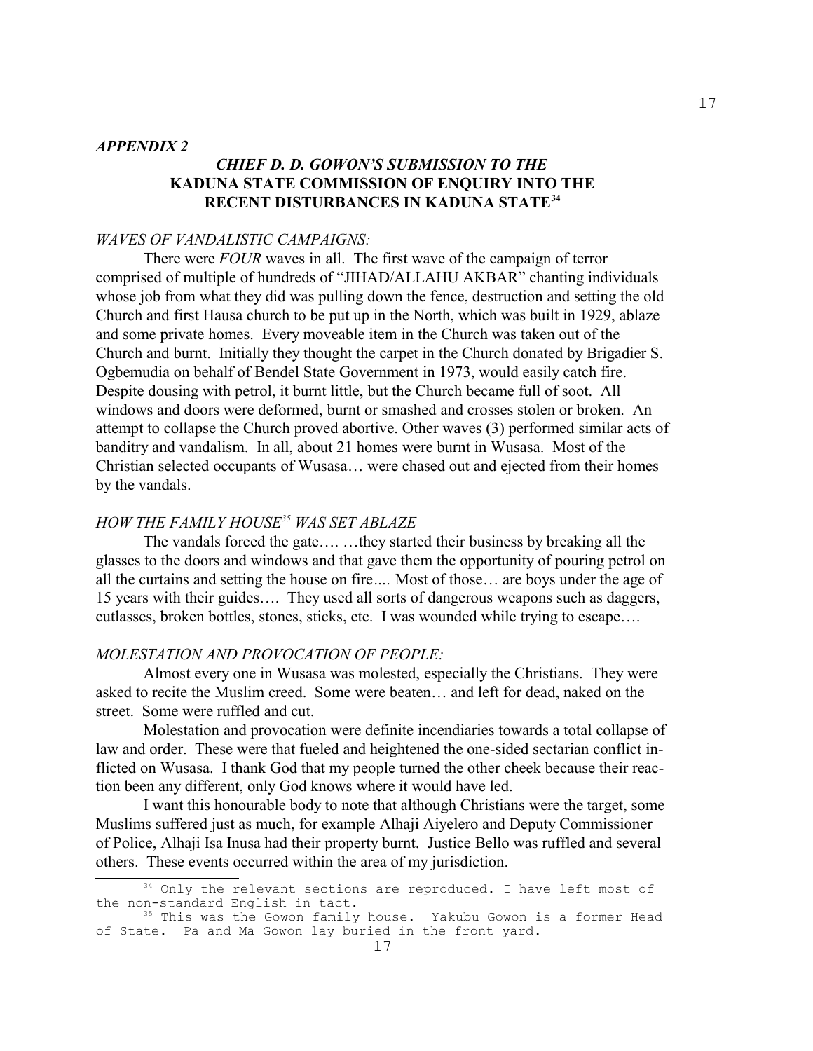*APPENDIX 2*

## *CHIEF D. D. GOWON'S SUBMISSION TO THE* KADUNA STATE COMMISSION OF ENQUIRY INTO THE RECENT DISTURBANCES IN KADUNA STATE[34]

*WAVES OF VANDALISTIC CAMPAIGNS:*

There were *FOUR* waves in all. The first wave of the campaign of terror comprised of multiple of hundreds of "JIHAD/ALLAHU AKBAR" chanting individuals whose job from what they did was pulling down the fence, destruction and setting the old Church and first Hausa church to be put up in the North, which was built in 1929, ablaze and some private homes. Every moveable item in the Church was taken out of the Church and burnt. Initially they thought the carpet in the Church donated by Brigadier S. Ogbemudia on behalf of Bendel State Government in 1973, would easily catch fire. Despite dousing with petrol, it burnt little, but the Church became full of soot. All windows and doors were deformed, burnt or smashed and crosses stolen or broken. An attempt to collapse the Church proved abortive. Other waves (3) performed similar acts of banditry and vandalism. In all, about 21 homes were burnt in Wusasa. Most of the Christian selected occupants of Wusasa… were chased out and ejected from their homes by the vandals.

*HOW THE FAMILY HOUSE[35] WAS SET ABLAZE*

The vandals forced the gate…. …they started their business by breaking all the glasses to the doors and windows and that gave them the opportunity of pouring petrol on all the curtains and setting the house on fire.... Most of those… are boys under the age of 15 years with their guides…. They used all sorts of dangerous weapons such as daggers, cutlasses, broken bottles, stones, sticks, etc. I was wounded while trying to escape….

*MOLESTATION AND PROVOCATION OF PEOPLE:*

Almost every one in Wusasa was molested, especially the Christians. They were asked to recite the Muslim creed. Some were beaten… and left for dead, naked on the street. Some were ruffled and cut.

Molestation and provocation were definite incendiaries towards a total collapse of law and order. These were that fueled and heightened the one-sided sectarian conflict inflicted on Wusasa. I thank God that my people turned the other cheek because their reaction been any different, only God knows where it would have led.

I want this honourable body to note that although Christians were the target, some Muslims suffered just as much, for example Alhaji Aiyelero and Deputy Commissioner of Police, Alhaji Isa Inusa had their property burnt. Justice Bello was ruffled and several others. These events occurred within the area of my jurisdiction.

---

[34] Only the relevant sections are reproduced. I have left most of the non-standard English in tact.

[35] This was the Gowon family house. Yakubu Gowon is a former Head of State. Pa and Ma Gowon lay buried in the front yard.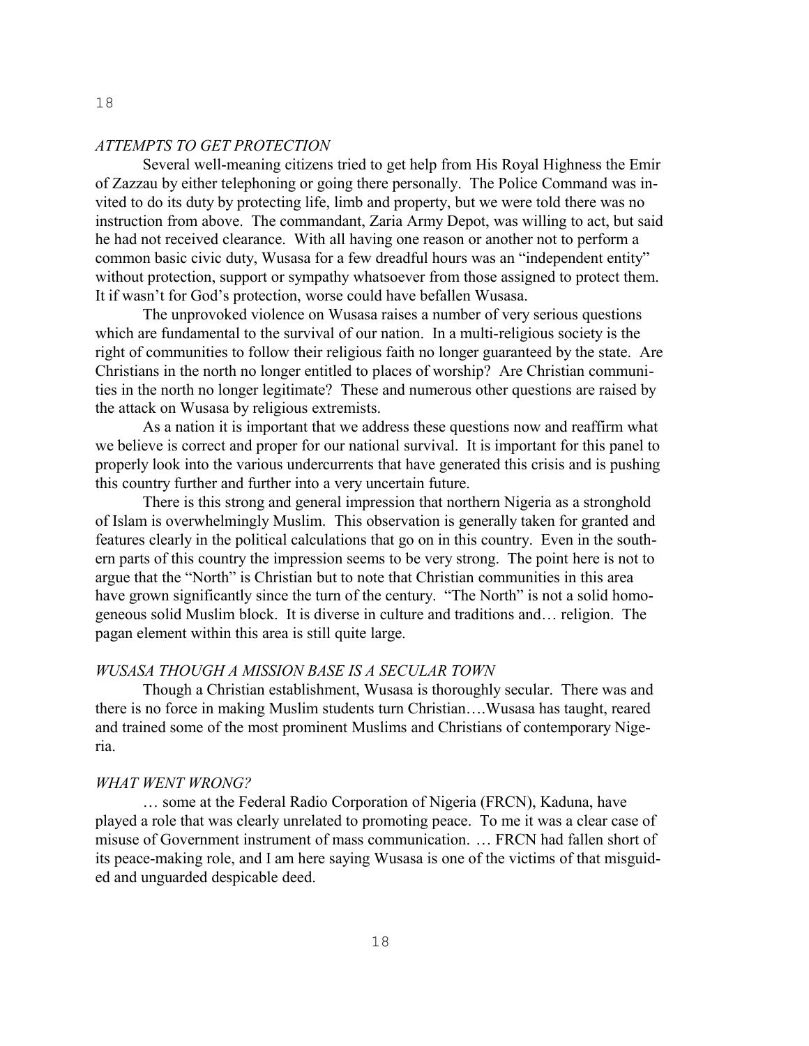*ATTEMPTS TO GET PROTECTION*

Several well-meaning citizens tried to get help from His Royal Highness the Emir of Zazzau by either telephoning or going there personally. The Police Command was invited to do its duty by protecting life, limb and property, but we were told there was no instruction from above. The commandant, Zaria Army Depot, was willing to act, but said he had not received clearance. With all having one reason or another not to perform a common basic civic duty, Wusasa for a few dreadful hours was an "independent entity" without protection, support or sympathy whatsoever from those assigned to protect them. It if wasn't for God's protection, worse could have befallen Wusasa.

The unprovoked violence on Wusasa raises a number of very serious questions which are fundamental to the survival of our nation. In a multi-religious society is the right of communities to follow their religious faith no longer guaranteed by the state. Are Christians in the north no longer entitled to places of worship? Are Christian communities in the north no longer legitimate? These and numerous other questions are raised by the attack on Wusasa by religious extremists.

As a nation it is important that we address these questions now and reaffirm what we believe is correct and proper for our national survival. It is important for this panel to properly look into the various undercurrents that have generated this crisis and is pushing this country further and further into a very uncertain future.

There is this strong and general impression that northern Nigeria as a stronghold of Islam is overwhelmingly Muslim. This observation is generally taken for granted and features clearly in the political calculations that go on in this country. Even in the southern parts of this country the impression seems to be very strong. The point here is not to argue that the "North" is Christian but to note that Christian communities in this area have grown significantly since the turn of the century. "The North" is not a solid homogeneous solid Muslim block. It is diverse in culture and traditions and… religion. The pagan element within this area is still quite large.

*WUSASA THOUGH A MISSION BASE IS A SECULAR TOWN*

Though a Christian establishment, Wusasa is thoroughly secular. There was and there is no force in making Muslim students turn Christian….Wusasa has taught, reared and trained some of the most prominent Muslims and Christians of contemporary Nigeria.

*WHAT WENT WRONG?*

… some at the Federal Radio Corporation of Nigeria (FRCN), Kaduna, have played a role that was clearly unrelated to promoting peace. To me it was a clear case of misuse of Government instrument of mass communication. … FRCN had fallen short of its peace-making role, and I am here saying Wusasa is one of the victims of that misguided and unguarded despicable deed.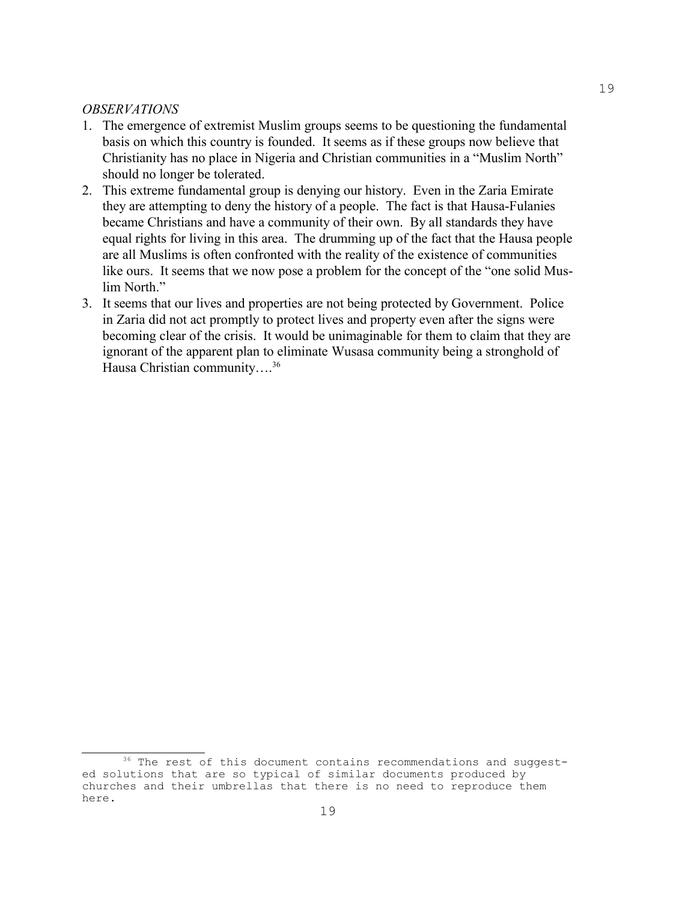*OBSERVATIONS*

1. The emergence of extremist Muslim groups seems to be questioning the fundamental basis on which this country is founded. It seems as if these groups now believe that Christianity has no place in Nigeria and Christian communities in a "Muslim North" should no longer be tolerated.
2. This extreme fundamental group is denying our history. Even in the Zaria Emirate they are attempting to deny the history of a people. The fact is that Hausa-Fulanies became Christians and have a community of their own. By all standards they have equal rights for living in this area. The drumming up of the fact that the Hausa people are all Muslims is often confronted with the reality of the existence of communities like ours. It seems that we now pose a problem for the concept of the "one solid Muslim North."
3. It seems that our lives and properties are not being protected by Government. Police in Zaria did not act promptly to protect lives and property even after the signs were becoming clear of the crisis. It would be unimaginable for them to claim that they are ignorant of the apparent plan to eliminate Wusasa community being a stronghold of Hausa Christian community….[36]

---

[36] The rest of this document contains recommendations and suggested solutions that are so typical of similar documents produced by churches and their umbrellas that there is no need to reproduce them here.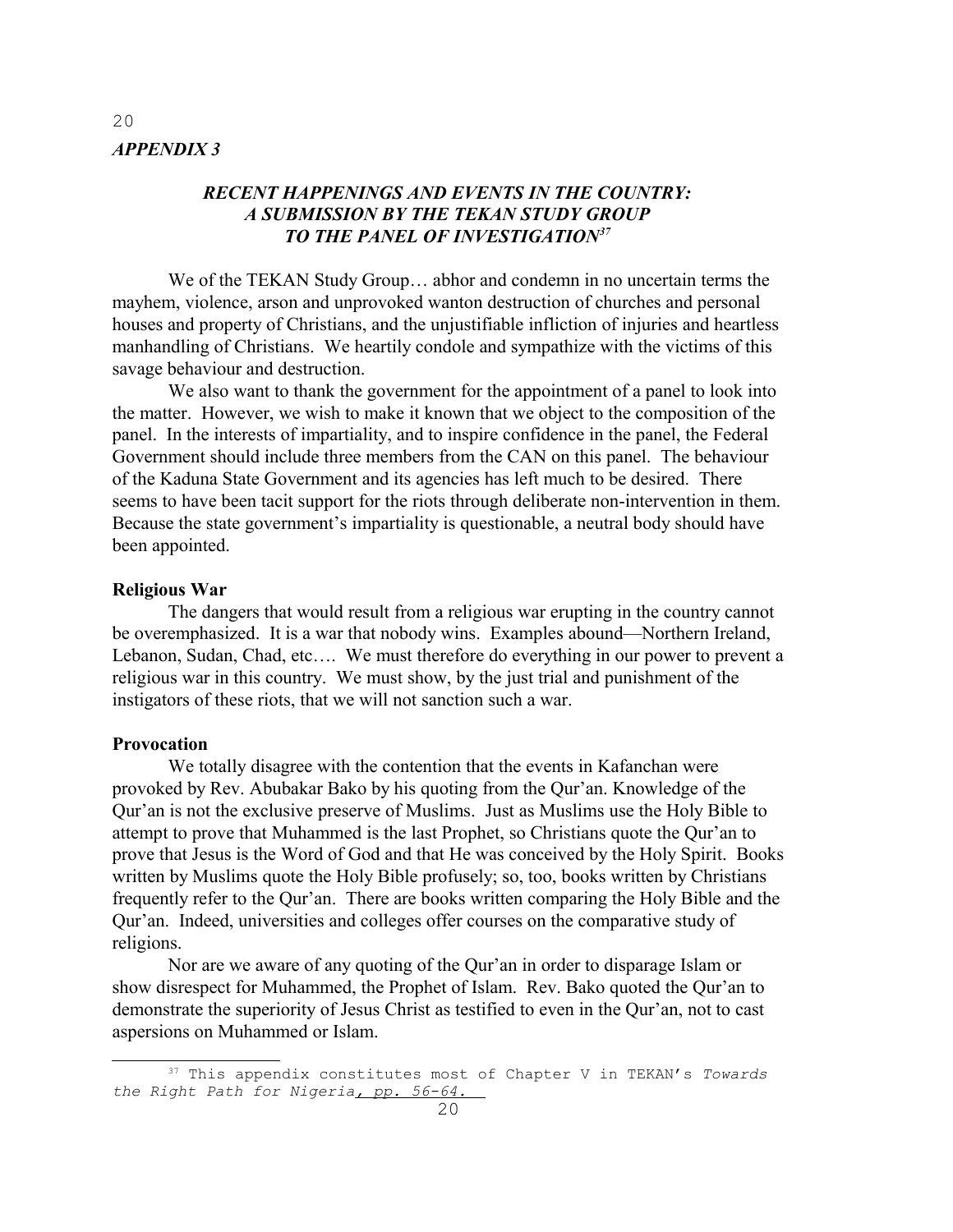## *APPENDIX 3*

### *RECENT HAPPENINGS AND EVENTS IN THE COUNTRY: A SUBMISSION BY THE TEKAN STUDY GROUP TO THE PANEL OF INVESTIGATION*[37]

We of the TEKAN Study Group… abhor and condemn in no uncertain terms the mayhem, violence, arson and unprovoked wanton destruction of churches and personal houses and property of Christians, and the unjustifiable infliction of injuries and heartless manhandling of Christians. We heartily condole and sympathize with the victims of this savage behaviour and destruction.

We also want to thank the government for the appointment of a panel to look into the matter. However, we wish to make it known that we object to the composition of the panel. In the interests of impartiality, and to inspire confidence in the panel, the Federal Government should include three members from the CAN on this panel. The behaviour of the Kaduna State Government and its agencies has left much to be desired. There seems to have been tacit support for the riots through deliberate non-intervention in them. Because the state government's impartiality is questionable, a neutral body should have been appointed.

**Religious War**

The dangers that would result from a religious war erupting in the country cannot be overemphasized. It is a war that nobody wins. Examples abound—Northern Ireland, Lebanon, Sudan, Chad, etc…. We must therefore do everything in our power to prevent a religious war in this country. We must show, by the just trial and punishment of the instigators of these riots, that we will not sanction such a war.

**Provocation**

We totally disagree with the contention that the events in Kafanchan were provoked by Rev. Abubakar Bako by his quoting from the Qur'an. Knowledge of the Qur'an is not the exclusive preserve of Muslims. Just as Muslims use the Holy Bible to attempt to prove that Muhammed is the last Prophet, so Christians quote the Qur'an to prove that Jesus is the Word of God and that He was conceived by the Holy Spirit. Books written by Muslims quote the Holy Bible profusely; so, too, books written by Christians frequently refer to the Qur'an. There are books written comparing the Holy Bible and the Qur'an. Indeed, universities and colleges offer courses on the comparative study of religions.

Nor are we aware of any quoting of the Qur'an in order to disparage Islam or show disrespect for Muhammed, the Prophet of Islam. Rev. Bako quoted the Qur'an to demonstrate the superiority of Jesus Christ as testified to even in the Qur'an, not to cast aspersions on Muhammed or Islam.

[37] This appendix constitutes most of Chapter V in TEKAN's *Towards the Right Path for Nigeria*, pp. 56-64.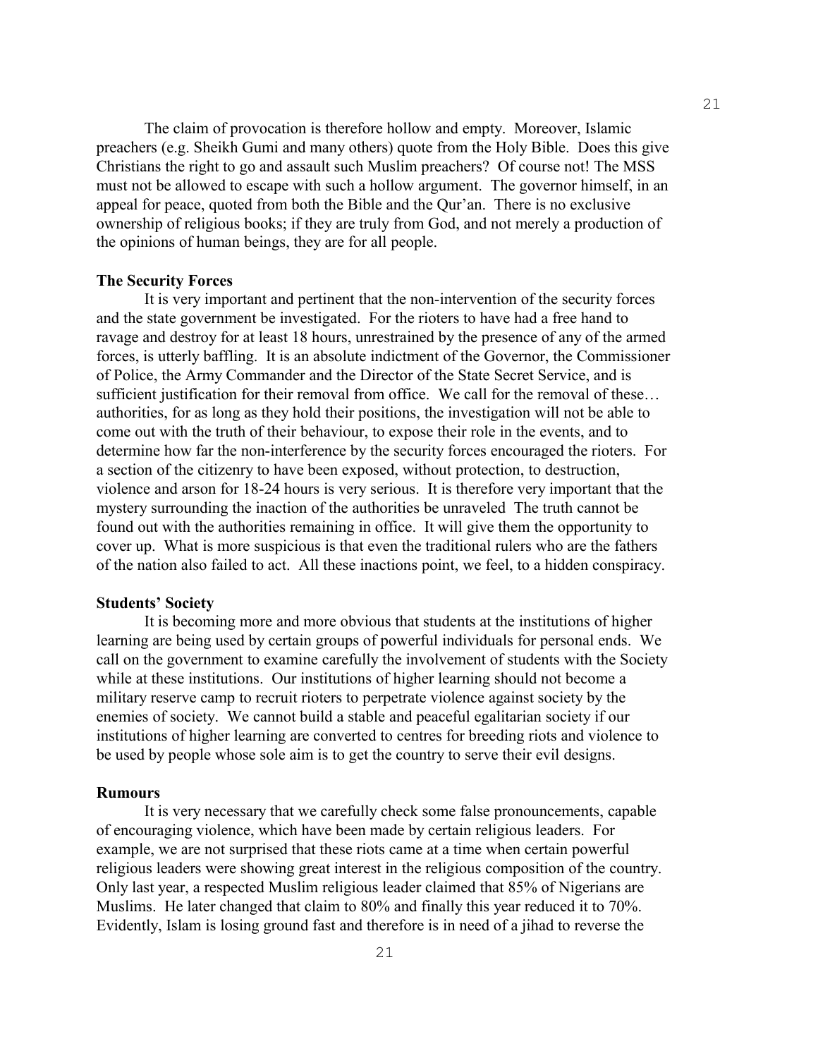The claim of provocation is therefore hollow and empty. Moreover, Islamic preachers (e.g. Sheikh Gumi and many others) quote from the Holy Bible. Does this give Christians the right to go and assault such Muslim preachers? Of course not! The MSS must not be allowed to escape with such a hollow argument. The governor himself, in an appeal for peace, quoted from both the Bible and the Qur'an. There is no exclusive ownership of religious books; if they are truly from God, and not merely a production of the opinions of human beings, they are for all people.

**The Security Forces**

It is very important and pertinent that the non-intervention of the security forces and the state government be investigated. For the rioters to have had a free hand to ravage and destroy for at least 18 hours, unrestrained by the presence of any of the armed forces, is utterly baffling. It is an absolute indictment of the Governor, the Commissioner of Police, the Army Commander and the Director of the State Secret Service, and is sufficient justification for their removal from office. We call for the removal of these… authorities, for as long as they hold their positions, the investigation will not be able to come out with the truth of their behaviour, to expose their role in the events, and to determine how far the non-interference by the security forces encouraged the rioters. For a section of the citizenry to have been exposed, without protection, to destruction, violence and arson for 18-24 hours is very serious. It is therefore very important that the mystery surrounding the inaction of the authorities be unraveled The truth cannot be found out with the authorities remaining in office. It will give them the opportunity to cover up. What is more suspicious is that even the traditional rulers who are the fathers of the nation also failed to act. All these inactions point, we feel, to a hidden conspiracy.

**Students' Society**

It is becoming more and more obvious that students at the institutions of higher learning are being used by certain groups of powerful individuals for personal ends. We call on the government to examine carefully the involvement of students with the Society while at these institutions. Our institutions of higher learning should not become a military reserve camp to recruit rioters to perpetrate violence against society by the enemies of society. We cannot build a stable and peaceful egalitarian society if our institutions of higher learning are converted to centres for breeding riots and violence to be used by people whose sole aim is to get the country to serve their evil designs.

**Rumours**

It is very necessary that we carefully check some false pronouncements, capable of encouraging violence, which have been made by certain religious leaders. For example, we are not surprised that these riots came at a time when certain powerful religious leaders were showing great interest in the religious composition of the country. Only last year, a respected Muslim religious leader claimed that 85% of Nigerians are Muslims. He later changed that claim to 80% and finally this year reduced it to 70%. Evidently, Islam is losing ground fast and therefore is in need of a jihad to reverse the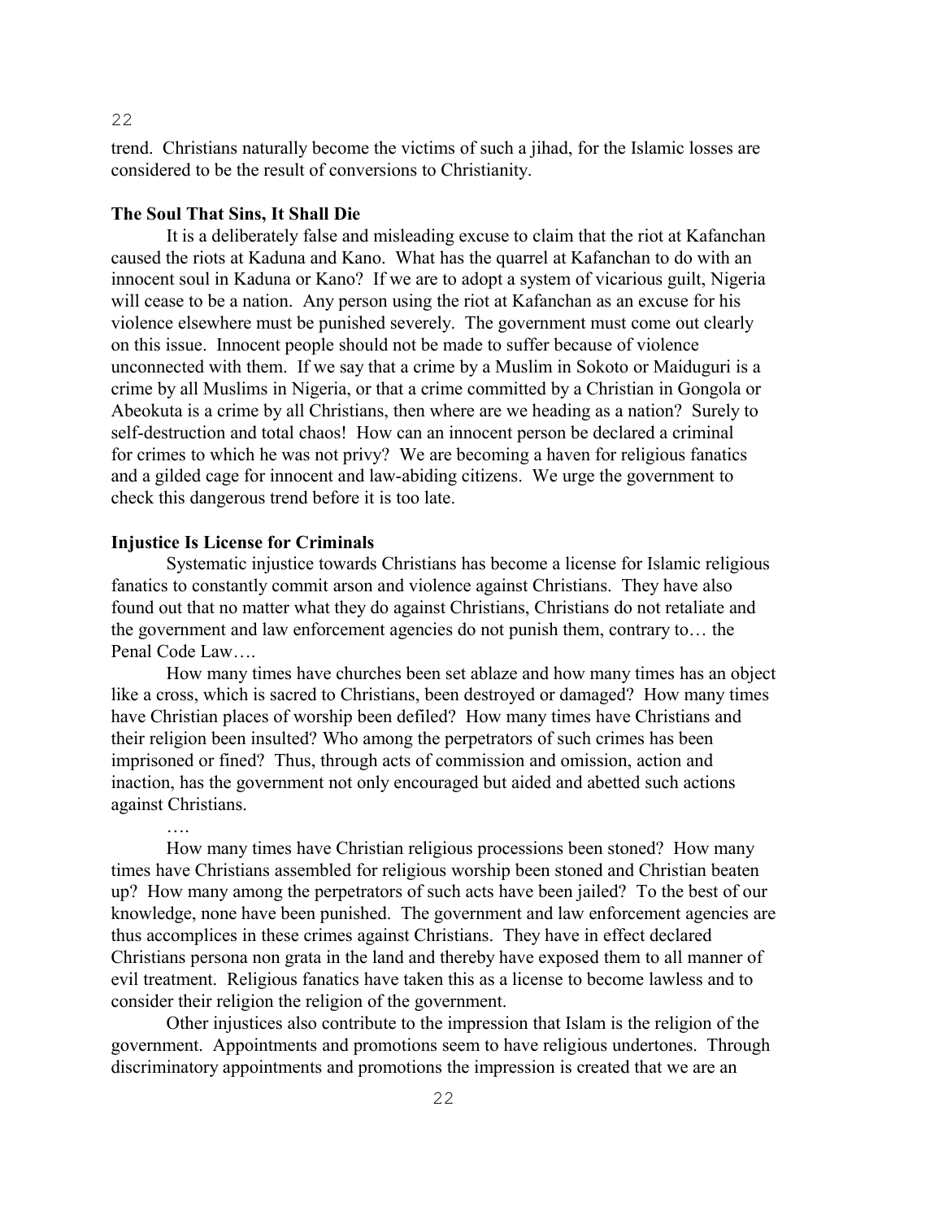trend. Christians naturally become the victims of such a jihad, for the Islamic losses are considered to be the result of conversions to Christianity.

**The Soul That Sins, It Shall Die**

It is a deliberately false and misleading excuse to claim that the riot at Kafanchan caused the riots at Kaduna and Kano. What has the quarrel at Kafanchan to do with an innocent soul in Kaduna or Kano? If we are to adopt a system of vicarious guilt, Nigeria will cease to be a nation. Any person using the riot at Kafanchan as an excuse for his violence elsewhere must be punished severely. The government must come out clearly on this issue. Innocent people should not be made to suffer because of violence unconnected with them. If we say that a crime by a Muslim in Sokoto or Maiduguri is a crime by all Muslims in Nigeria, or that a crime committed by a Christian in Gongola or Abeokuta is a crime by all Christians, then where are we heading as a nation? Surely to self-destruction and total chaos! How can an innocent person be declared a criminal for crimes to which he was not privy? We are becoming a haven for religious fanatics and a gilded cage for innocent and law-abiding citizens. We urge the government to check this dangerous trend before it is too late.

**Injustice Is License for Criminals**

Systematic injustice towards Christians has become a license for Islamic religious fanatics to constantly commit arson and violence against Christians. They have also found out that no matter what they do against Christians, Christians do not retaliate and the government and law enforcement agencies do not punish them, contrary to… the Penal Code Law….

How many times have churches been set ablaze and how many times has an object like a cross, which is sacred to Christians, been destroyed or damaged? How many times have Christian places of worship been defiled? How many times have Christians and their religion been insulted? Who among the perpetrators of such crimes has been imprisoned or fined? Thus, through acts of commission and omission, action and inaction, has the government not only encouraged but aided and abetted such actions against Christians.

….

How many times have Christian religious processions been stoned? How many times have Christians assembled for religious worship been stoned and Christian beaten up? How many among the perpetrators of such acts have been jailed? To the best of our knowledge, none have been punished. The government and law enforcement agencies are thus accomplices in these crimes against Christians. They have in effect declared Christians persona non grata in the land and thereby have exposed them to all manner of evil treatment. Religious fanatics have taken this as a license to become lawless and to consider their religion the religion of the government.

Other injustices also contribute to the impression that Islam is the religion of the government. Appointments and promotions seem to have religious undertones. Through discriminatory appointments and promotions the impression is created that we are an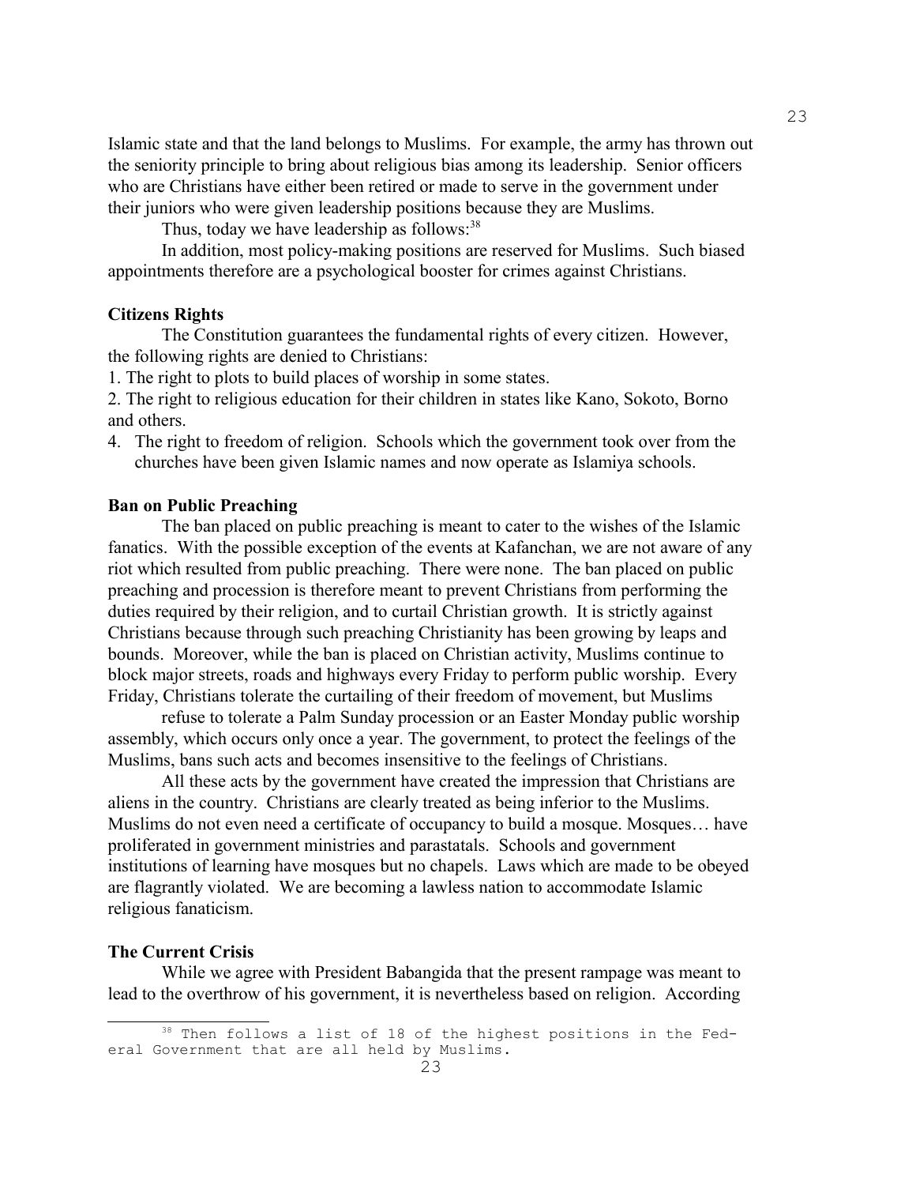Islamic state and that the land belongs to Muslims. For example, the army has thrown out the seniority principle to bring about religious bias among its leadership. Senior officers who are Christians have either been retired or made to serve in the government under their juniors who were given leadership positions because they are Muslims.

Thus, today we have leadership as follows:[38]

In addition, most policy-making positions are reserved for Muslims. Such biased appointments therefore are a psychological booster for crimes against Christians.

**Citizens Rights**

The Constitution guarantees the fundamental rights of every citizen. However, the following rights are denied to Christians:

1. The right to plots to build places of worship in some states.
2. The right to religious education for their children in states like Kano, Sokoto, Borno and others.
4. The right to freedom of religion. Schools which the government took over from the churches have been given Islamic names and now operate as Islamiya schools.

**Ban on Public Preaching**

The ban placed on public preaching is meant to cater to the wishes of the Islamic fanatics. With the possible exception of the events at Kafanchan, we are not aware of any riot which resulted from public preaching. There were none. The ban placed on public preaching and procession is therefore meant to prevent Christians from performing the duties required by their religion, and to curtail Christian growth. It is strictly against Christians because through such preaching Christianity has been growing by leaps and bounds. Moreover, while the ban is placed on Christian activity, Muslims continue to block major streets, roads and highways every Friday to perform public worship. Every Friday, Christians tolerate the curtailing of their freedom of movement, but Muslims refuse to tolerate a Palm Sunday procession or an Easter Monday public worship assembly, which occurs only once a year. The government, to protect the feelings of the Muslims, bans such acts and becomes insensitive to the feelings of Christians.

All these acts by the government have created the impression that Christians are aliens in the country. Christians are clearly treated as being inferior to the Muslims. Muslims do not even need a certificate of occupancy to build a mosque. Mosques… have proliferated in government ministries and parastatals. Schools and government institutions of learning have mosques but no chapels. Laws which are made to be obeyed are flagrantly violated. We are becoming a lawless nation to accommodate Islamic religious fanaticism.

**The Current Crisis**

While we agree with President Babangida that the present rampage was meant to lead to the overthrow of his government, it is nevertheless based on religion. According

[38] Then follows a list of 18 of the highest positions in the Federal Government that are all held by Muslims.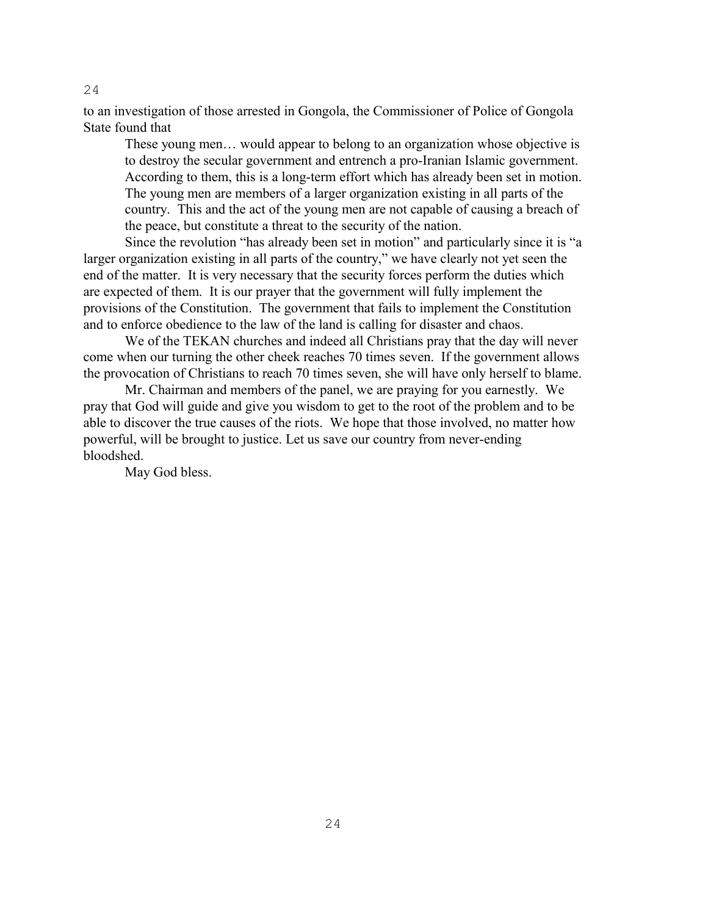to an investigation of those arrested in Gongola, the Commissioner of Police of Gongola State found that

> These young men… would appear to belong to an organization whose objective is to destroy the secular government and entrench a pro-Iranian Islamic government. According to them, this is a long-term effort which has already been set in motion. The young men are members of a larger organization existing in all parts of the country. This and the act of the young men are not capable of causing a breach of the peace, but constitute a threat to the security of the nation.

Since the revolution "has already been set in motion" and particularly since it is "a larger organization existing in all parts of the country," we have clearly not yet seen the end of the matter. It is very necessary that the security forces perform the duties which are expected of them. It is our prayer that the government will fully implement the provisions of the Constitution. The government that fails to implement the Constitution and to enforce obedience to the law of the land is calling for disaster and chaos.

We of the TEKAN churches and indeed all Christians pray that the day will never come when our turning the other cheek reaches 70 times seven. If the government allows the provocation of Christians to reach 70 times seven, she will have only herself to blame.

Mr. Chairman and members of the panel, we are praying for you earnestly. We pray that God will guide and give you wisdom to get to the root of the problem and to be able to discover the true causes of the riots. We hope that those involved, no matter how powerful, will be brought to justice. Let us save our country from never-ending bloodshed.

May God bless.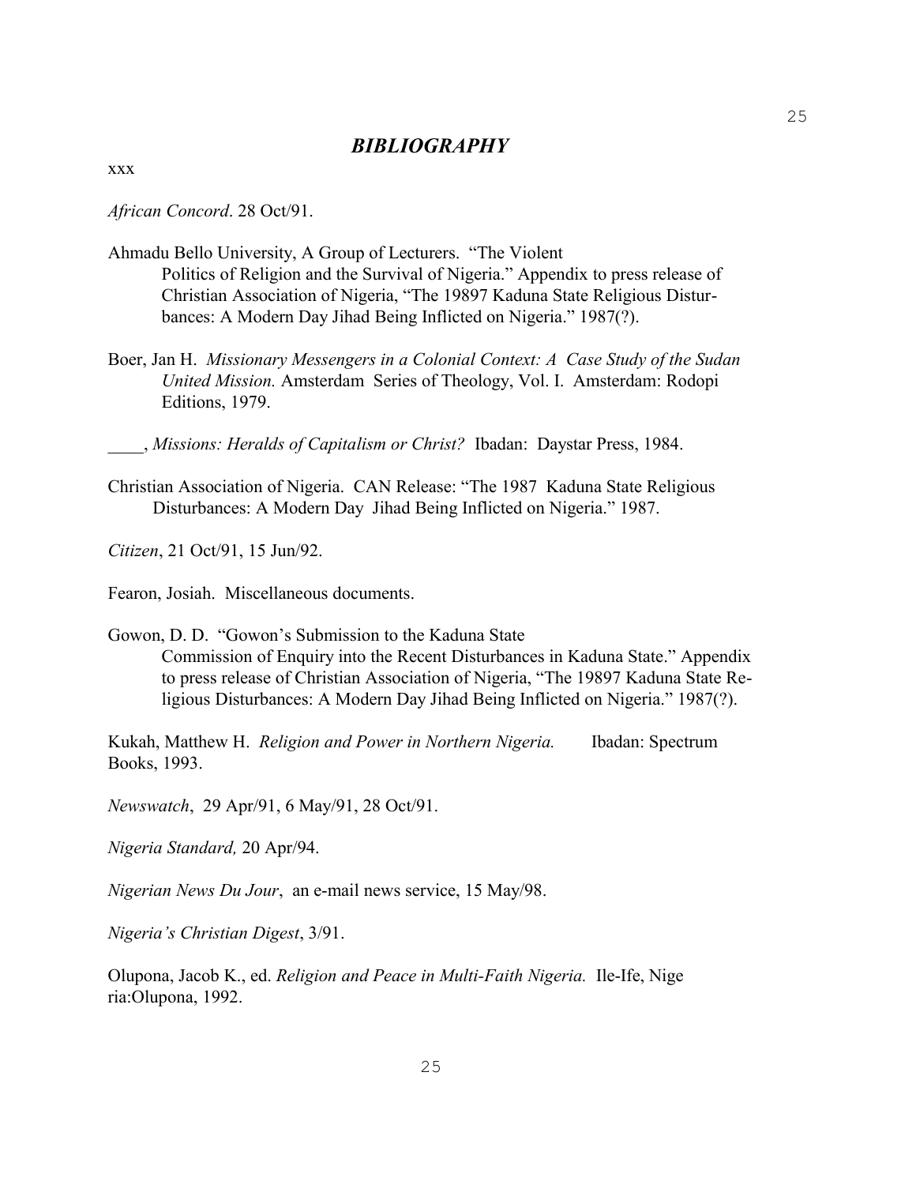# ***BIBLIOGRAPHY***

xxx

*African Concord*. 28 Oct/91.

Ahmadu Bello University, A Group of Lecturers. "The Violent Politics of Religion and the Survival of Nigeria." Appendix to press release of Christian Association of Nigeria, "The 19897 Kaduna State Religious Disturbances: A Modern Day Jihad Being Inflicted on Nigeria." 1987(?).

Boer, Jan H. *Missionary Messengers in a Colonial Context: A Case Study of the Sudan United Mission.* Amsterdam Series of Theology, Vol. I. Amsterdam: Rodopi Editions, 1979.

____, *Missions: Heralds of Capitalism or Christ?* Ibadan: Daystar Press, 1984.

Christian Association of Nigeria. CAN Release: "The 1987 Kaduna State Religious Disturbances: A Modern Day Jihad Being Inflicted on Nigeria." 1987.

*Citizen*, 21 Oct/91, 15 Jun/92.

Fearon, Josiah. Miscellaneous documents.

Gowon, D. D. "Gowon's Submission to the Kaduna State Commission of Enquiry into the Recent Disturbances in Kaduna State." Appendix to press release of Christian Association of Nigeria, "The 19897 Kaduna State Religious Disturbances: A Modern Day Jihad Being Inflicted on Nigeria." 1987(?).

Kukah, Matthew H. *Religion and Power in Northern Nigeria.* Ibadan: Spectrum Books, 1993.

*Newswatch*, 29 Apr/91, 6 May/91, 28 Oct/91.

*Nigeria Standard,* 20 Apr/94.

*Nigerian News Du Jour*, an e-mail news service, 15 May/98.

*Nigeria's Christian Digest*, 3/91.

Olupona, Jacob K., ed. *Religion and Peace in Multi-Faith Nigeria.* Ile-Ife, Nigeria:Olupona, 1992.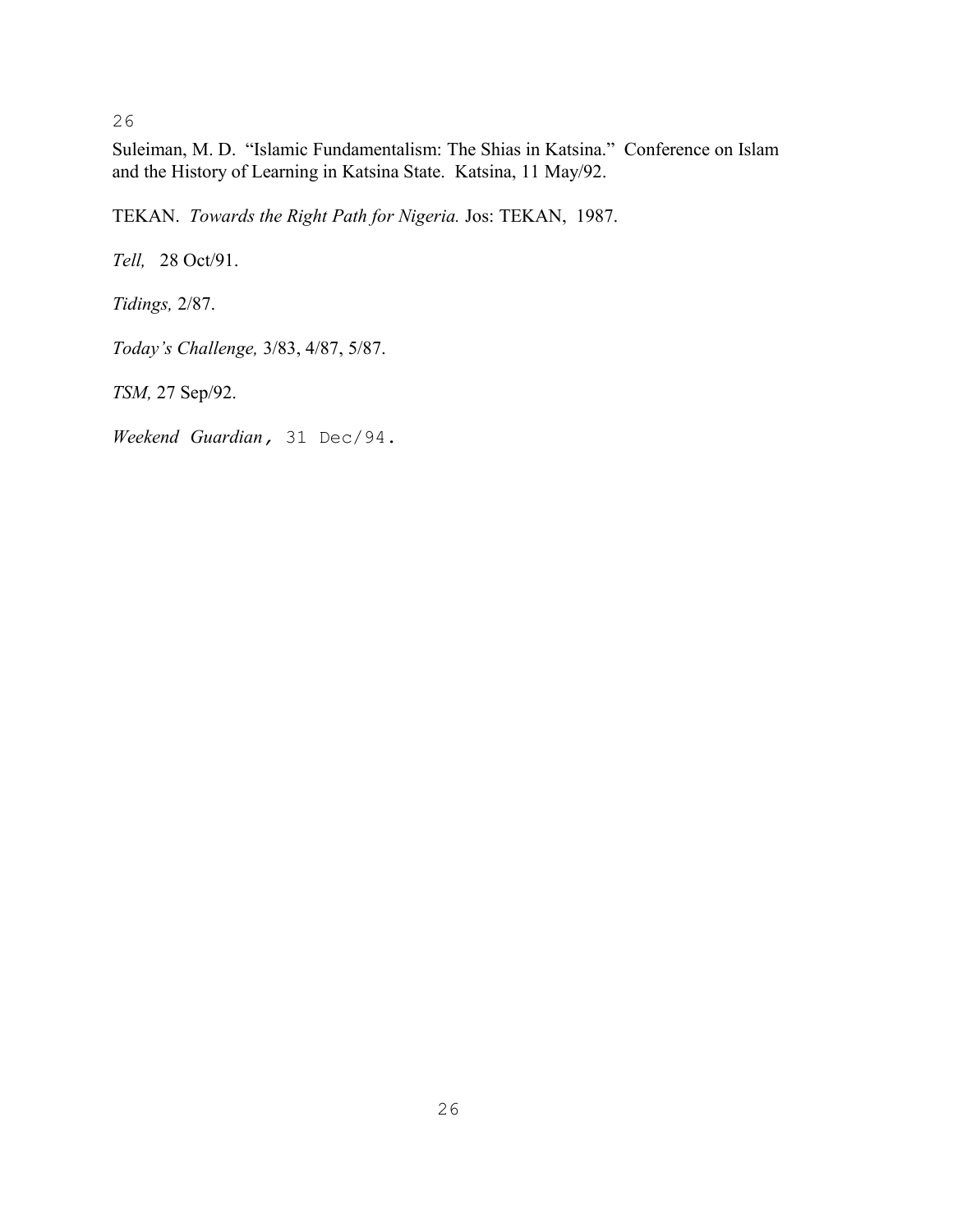Suleiman, M. D. "Islamic Fundamentalism: The Shias in Katsina." Conference on Islam and the History of Learning in Katsina State. Katsina, 11 May/92.

TEKAN. *Towards the Right Path for Nigeria.* Jos: TEKAN, 1987.

*Tell,* 28 Oct/91.

*Tidings,* 2/87.

*Today's Challenge,* 3/83, 4/87, 5/87.

*TSM,* 27 Sep/92.

*Weekend Guardian*, 31 Dec/94.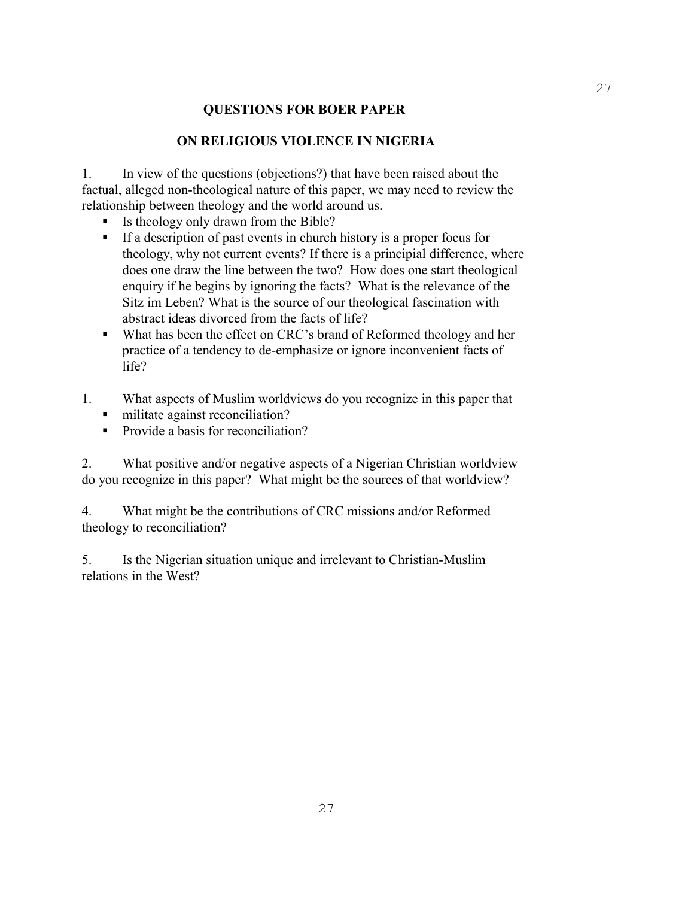## QUESTIONS FOR BOER PAPER

## ON RELIGIOUS VIOLENCE IN NIGERIA

1. In view of the questions (objections?) that have been raised about the factual, alleged non-theological nature of this paper, we may need to review the relationship between theology and the world around us.
   - Is theology only drawn from the Bible?
   - If a description of past events in church history is a proper focus for theology, why not current events? If there is a principial difference, where does one draw the line between the two? How does one start theological enquiry if he begins by ignoring the facts? What is the relevance of the Sitz im Leben? What is the source of our theological fascination with abstract ideas divorced from the facts of life?
   - What has been the effect on CRC's brand of Reformed theology and her practice of a tendency to de-emphasize or ignore inconvenient facts of life?

1. What aspects of Muslim worldviews do you recognize in this paper that
   - militate against reconciliation?
   - Provide a basis for reconciliation?

2. What positive and/or negative aspects of a Nigerian Christian worldview do you recognize in this paper? What might be the sources of that worldview?

4. What might be the contributions of CRC missions and/or Reformed theology to reconciliation?

5. Is the Nigerian situation unique and irrelevant to Christian-Muslim relations in the West?